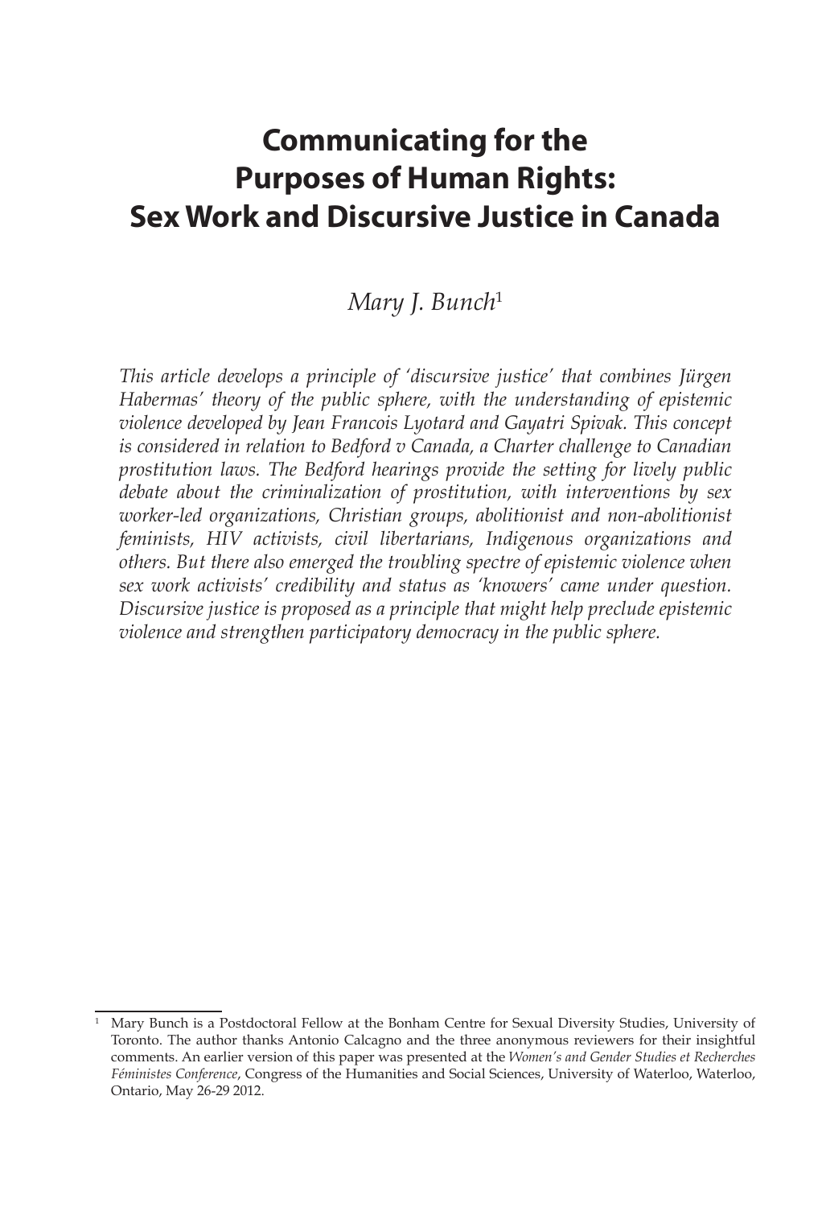# Communicating for the Purposes of Human Rights: Sex Work and Discursive Justice in Canada

*Mary J. Bunch*[1]

*This article develops a principle of 'discursive justice' that combines Jürgen Habermas' theory of the public sphere, with the understanding of epistemic violence developed by Jean Francois Lyotard and Gayatri Spivak. This concept is considered in relation to Bedford v Canada, a Charter challenge to Canadian prostitution laws. The Bedford hearings provide the setting for lively public debate about the criminalization of prostitution, with interventions by sex worker-led organizations, Christian groups, abolitionist and non-abolitionist feminists, HIV activists, civil libertarians, Indigenous organizations and others. But there also emerged the troubling spectre of epistemic violence when sex work activists' credibility and status as 'knowers' came under question. Discursive justice is proposed as a principle that might help preclude epistemic violence and strengthen participatory democracy in the public sphere.*

---

[1] Mary Bunch is a Postdoctoral Fellow at the Bonham Centre for Sexual Diversity Studies, University of Toronto. The author thanks Antonio Calcagno and the three anonymous reviewers for their insightful comments. An earlier version of this paper was presented at the *Women's and Gender Studies et Recherches Féministes Conference*, Congress of the Humanities and Social Sciences, University of Waterloo, Waterloo, Ontario, May 26-29 2012.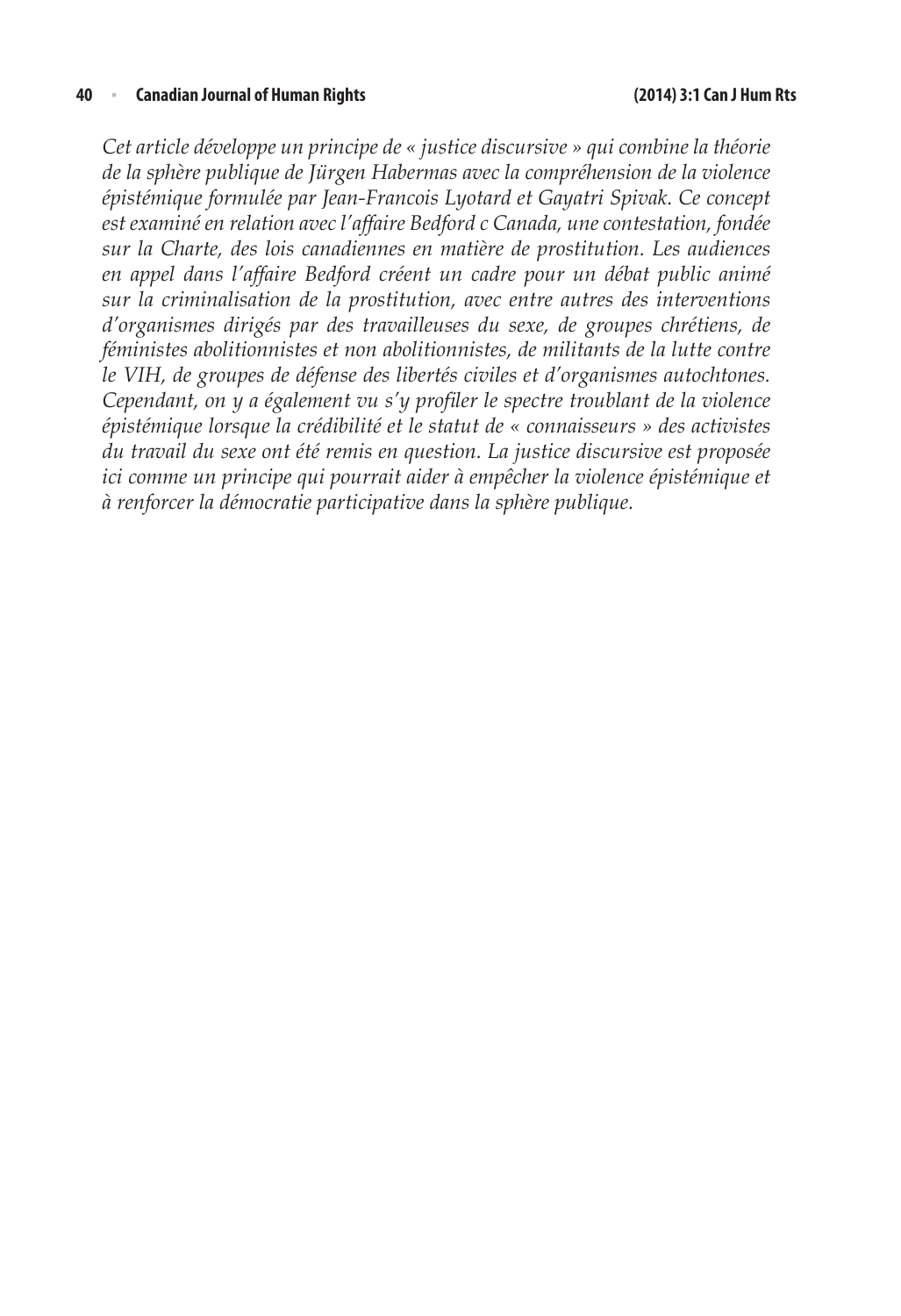*Cet article développe un principe de « justice discursive » qui combine la théorie de la sphère publique de Jürgen Habermas avec la compréhension de la violence épistémique formulée par Jean-Francois Lyotard et Gayatri Spivak. Ce concept est examiné en relation avec l'affaire Bedford c Canada, une contestation, fondée sur la Charte, des lois canadiennes en matière de prostitution. Les audiences en appel dans l'affaire Bedford créent un cadre pour un débat public animé sur la criminalisation de la prostitution, avec entre autres des interventions d'organismes dirigés par des travailleuses du sexe, de groupes chrétiens, de féministes abolitionnistes et non abolitionnistes, de militants de la lutte contre le VIH, de groupes de défense des libertés civiles et d'organismes autochtones. Cependant, on y a également vu s'y profiler le spectre troublant de la violence épistémique lorsque la crédibilité et le statut de « connaisseurs » des activistes du travail du sexe ont été remis en question. La justice discursive est proposée ici comme un principe qui pourrait aider à empêcher la violence épistémique et à renforcer la démocratie participative dans la sphère publique.*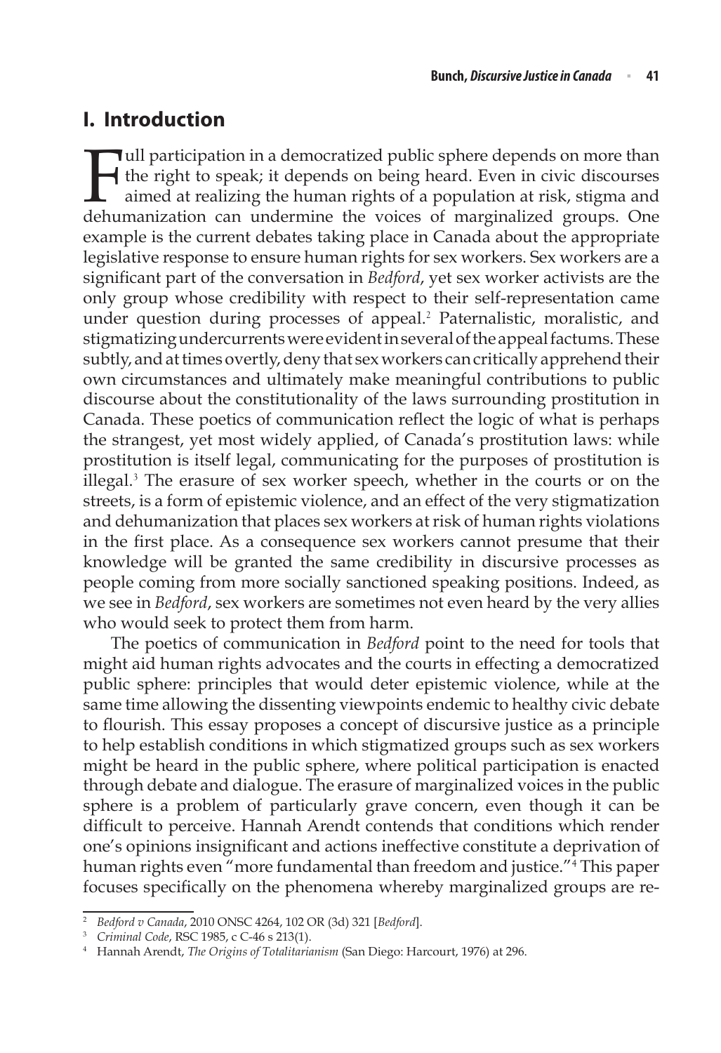## I. Introduction

Full participation in a democratized public sphere depends on more than the right to speak; it depends on being heard. Even in civic discourses aimed at realizing the human rights of a population at risk, stigma and dehumanization can undermine the voices of marginalized groups. One example is the current debates taking place in Canada about the appropriate legislative response to ensure human rights for sex workers. Sex workers are a significant part of the conversation in *Bedford*, yet sex worker activists are the only group whose credibility with respect to their self-representation came under question during processes of appeal.[2] Paternalistic, moralistic, and stigmatizing undercurrents were evident in several of the appeal factums. These subtly, and at times overtly, deny that sex workers can critically apprehend their own circumstances and ultimately make meaningful contributions to public discourse about the constitutionality of the laws surrounding prostitution in Canada. These poetics of communication reflect the logic of what is perhaps the strangest, yet most widely applied, of Canada's prostitution laws: while prostitution is itself legal, communicating for the purposes of prostitution is illegal.[3] The erasure of sex worker speech, whether in the courts or on the streets, is a form of epistemic violence, and an effect of the very stigmatization and dehumanization that places sex workers at risk of human rights violations in the first place. As a consequence sex workers cannot presume that their knowledge will be granted the same credibility in discursive processes as people coming from more socially sanctioned speaking positions. Indeed, as we see in *Bedford*, sex workers are sometimes not even heard by the very allies who would seek to protect them from harm.

The poetics of communication in *Bedford* point to the need for tools that might aid human rights advocates and the courts in effecting a democratized public sphere: principles that would deter epistemic violence, while at the same time allowing the dissenting viewpoints endemic to healthy civic debate to flourish. This essay proposes a concept of discursive justice as a principle to help establish conditions in which stigmatized groups such as sex workers might be heard in the public sphere, where political participation is enacted through debate and dialogue. The erasure of marginalized voices in the public sphere is a problem of particularly grave concern, even though it can be difficult to perceive. Hannah Arendt contends that conditions which render one's opinions insignificant and actions ineffective constitute a deprivation of human rights even "more fundamental than freedom and justice."[4] This paper focuses specifically on the phenomena whereby marginalized groups are re-

---

[2] *Bedford v Canada*, 2010 ONSC 4264, 102 OR (3d) 321 [*Bedford*].

[3] *Criminal Code*, RSC 1985, c C-46 s 213(1).

[4] Hannah Arendt, *The Origins of Totalitarianism* (San Diego: Harcourt, 1976) at 296.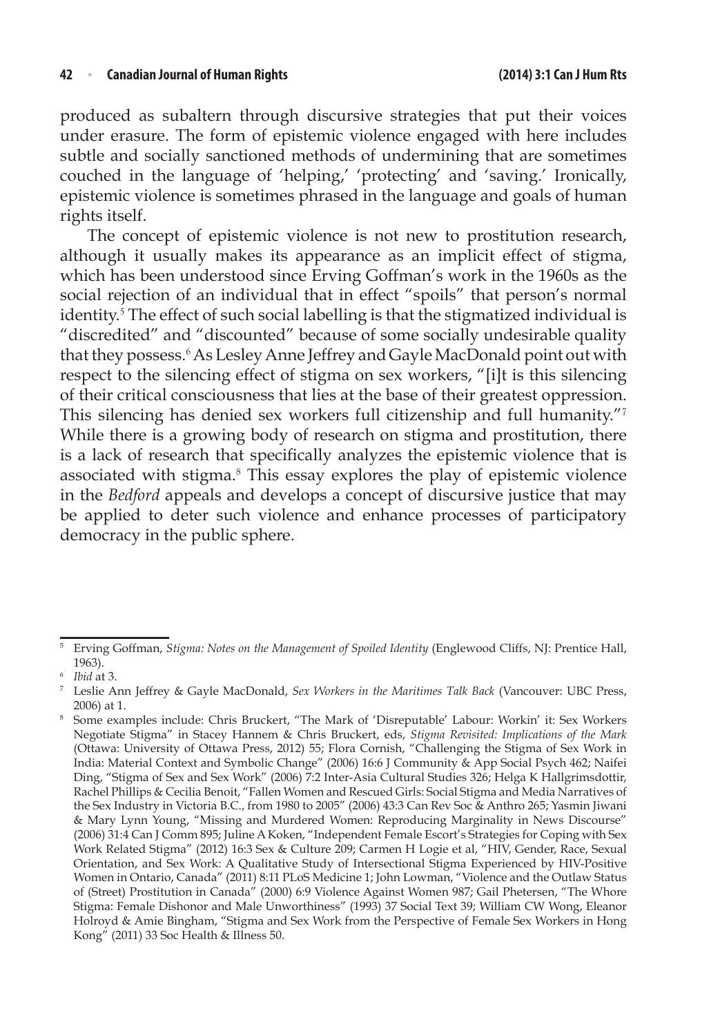produced as subaltern through discursive strategies that put their voices under erasure. The form of epistemic violence engaged with here includes subtle and socially sanctioned methods of undermining that are sometimes couched in the language of 'helping,' 'protecting' and 'saving.' Ironically, epistemic violence is sometimes phrased in the language and goals of human rights itself.

The concept of epistemic violence is not new to prostitution research, although it usually makes its appearance as an implicit effect of stigma, which has been understood since Erving Goffman's work in the 1960s as the social rejection of an individual that in effect "spoils" that person's normal identity.[5] The effect of such social labelling is that the stigmatized individual is "discredited" and "discounted" because of some socially undesirable quality that they possess.[6] As Lesley Anne Jeffrey and Gayle MacDonald point out with respect to the silencing effect of stigma on sex workers, "[i]t is this silencing of their critical consciousness that lies at the base of their greatest oppression. This silencing has denied sex workers full citizenship and full humanity."[7] While there is a growing body of research on stigma and prostitution, there is a lack of research that specifically analyzes the epistemic violence that is associated with stigma.[8] This essay explores the play of epistemic violence in the *Bedford* appeals and develops a concept of discursive justice that may be applied to deter such violence and enhance processes of participatory democracy in the public sphere.

---

[5] Erving Goffman, *Stigma: Notes on the Management of Spoiled Identity* (Englewood Cliffs, NJ: Prentice Hall, 1963).

[6] *Ibid* at 3.

[7] Leslie Ann Jeffrey & Gayle MacDonald, *Sex Workers in the Maritimes Talk Back* (Vancouver: UBC Press, 2006) at 1.

[8] Some examples include: Chris Bruckert, "The Mark of 'Disreputable' Labour: Workin' it: Sex Workers Negotiate Stigma" in Stacey Hannem & Chris Bruckert, eds, *Stigma Revisited: Implications of the Mark* (Ottawa: University of Ottawa Press, 2012) 55; Flora Cornish, "Challenging the Stigma of Sex Work in India: Material Context and Symbolic Change" (2006) 16:6 J Community & App Social Psych 462; Naifei Ding, "Stigma of Sex and Sex Work" (2006) 7:2 Inter-Asia Cultural Studies 326; Helga K Hallgrimsdottir, Rachel Phillips & Cecilia Benoit, "Fallen Women and Rescued Girls: Social Stigma and Media Narratives of the Sex Industry in Victoria B.C., from 1980 to 2005" (2006) 43:3 Can Rev Soc & Anthro 265; Yasmin Jiwani & Mary Lynn Young, "Missing and Murdered Women: Reproducing Marginality in News Discourse" (2006) 31:4 Can J Comm 895; Juline A Koken, "Independent Female Escort's Strategies for Coping with Sex Work Related Stigma" (2012) 16:3 Sex & Culture 209; Carmen H Logie et al, "HIV, Gender, Race, Sexual Orientation, and Sex Work: A Qualitative Study of Intersectional Stigma Experienced by HIV-Positive Women in Ontario, Canada" (2011) 8:11 PLoS Medicine 1; John Lowman, "Violence and the Outlaw Status of (Street) Prostitution in Canada" (2000) 6:9 Violence Against Women 987; Gail Phetersen, "The Whore Stigma: Female Dishonor and Male Unworthiness" (1993) 37 Social Text 39; William CW Wong, Eleanor Holroyd & Amie Bingham, "Stigma and Sex Work from the Perspective of Female Sex Workers in Hong Kong" (2011) 33 Soc Health & Illness 50.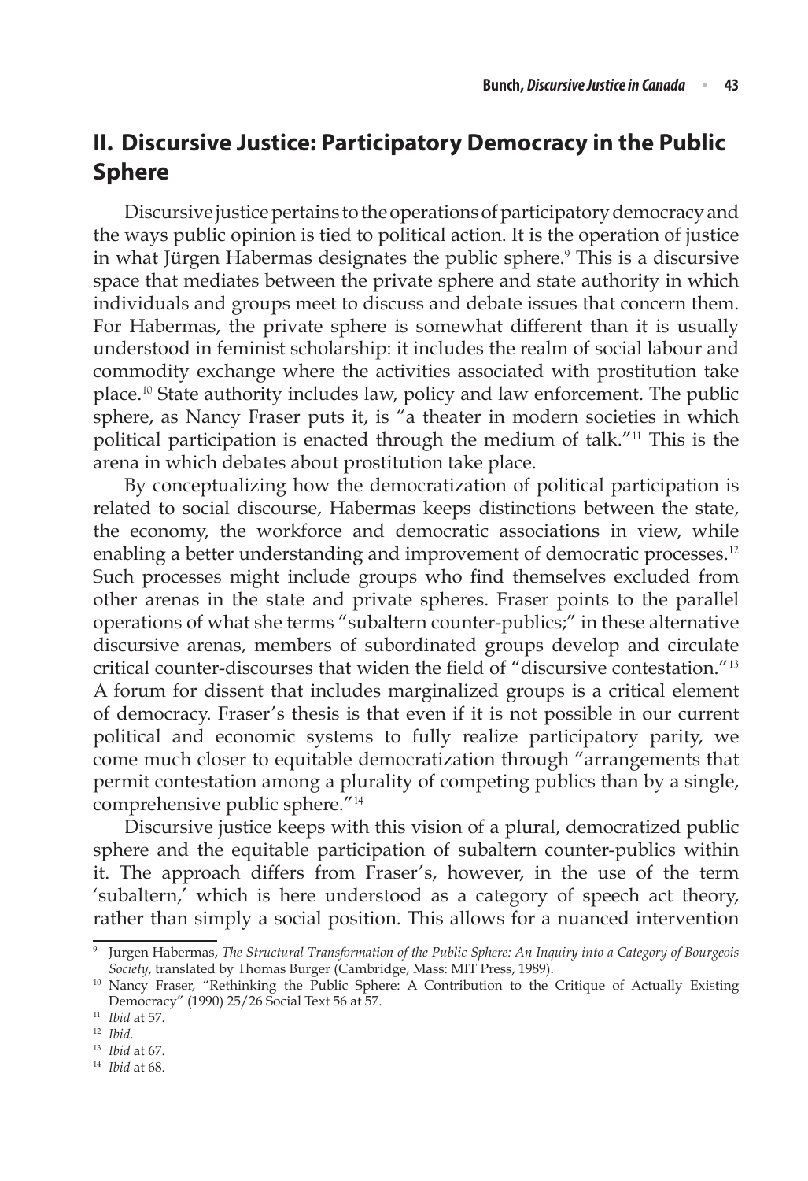## II. Discursive Justice: Participatory Democracy in the Public Sphere

Discursive justice pertains to the operations of participatory democracy and the ways public opinion is tied to political action. It is the operation of justice in what Jürgen Habermas designates the public sphere.[9] This is a discursive space that mediates between the private sphere and state authority in which individuals and groups meet to discuss and debate issues that concern them. For Habermas, the private sphere is somewhat different than it is usually understood in feminist scholarship: it includes the realm of social labour and commodity exchange where the activities associated with prostitution take place.[10] State authority includes law, policy and law enforcement. The public sphere, as Nancy Fraser puts it, is "a theater in modern societies in which political participation is enacted through the medium of talk."[11] This is the arena in which debates about prostitution take place.

By conceptualizing how the democratization of political participation is related to social discourse, Habermas keeps distinctions between the state, the economy, the workforce and democratic associations in view, while enabling a better understanding and improvement of democratic processes.[12] Such processes might include groups who find themselves excluded from other arenas in the state and private spheres. Fraser points to the parallel operations of what she terms "subaltern counter-publics;" in these alternative discursive arenas, members of subordinated groups develop and circulate critical counter-discourses that widen the field of "discursive contestation."[13] A forum for dissent that includes marginalized groups is a critical element of democracy. Fraser's thesis is that even if it is not possible in our current political and economic systems to fully realize participatory parity, we come much closer to equitable democratization through "arrangements that permit contestation among a plurality of competing publics than by a single, comprehensive public sphere."[14]

Discursive justice keeps with this vision of a plural, democratized public sphere and the equitable participation of subaltern counter-publics within it. The approach differs from Fraser's, however, in the use of the term 'subaltern,' which is here understood as a category of speech act theory, rather than simply a social position. This allows for a nuanced intervention

---

[9] Jurgen Habermas, *The Structural Transformation of the Public Sphere: An Inquiry into a Category of Bourgeois Society*, translated by Thomas Burger (Cambridge, Mass: MIT Press, 1989).

[10] Nancy Fraser, "Rethinking the Public Sphere: A Contribution to the Critique of Actually Existing Democracy" (1990) 25/26 Social Text 56 at 57.

[11] *Ibid* at 57.

[12] *Ibid*.

[13] *Ibid* at 67.

[14] *Ibid* at 68.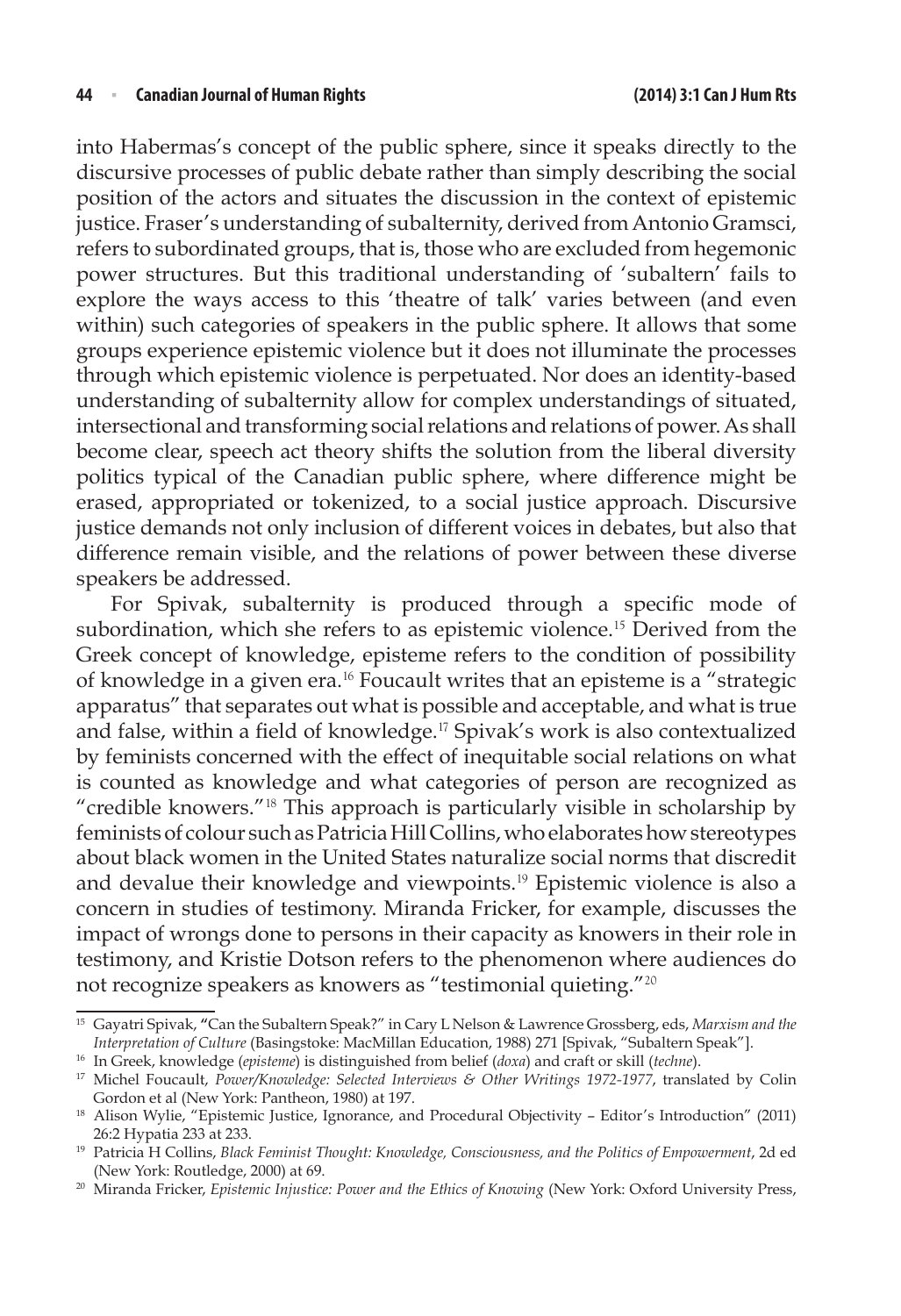into Habermas's concept of the public sphere, since it speaks directly to the discursive processes of public debate rather than simply describing the social position of the actors and situates the discussion in the context of epistemic justice. Fraser's understanding of subalternity, derived from Antonio Gramsci, refers to subordinated groups, that is, those who are excluded from hegemonic power structures. But this traditional understanding of 'subaltern' fails to explore the ways access to this 'theatre of talk' varies between (and even within) such categories of speakers in the public sphere. It allows that some groups experience epistemic violence but it does not illuminate the processes through which epistemic violence is perpetuated. Nor does an identity-based understanding of subalternity allow for complex understandings of situated, intersectional and transforming social relations and relations of power. As shall become clear, speech act theory shifts the solution from the liberal diversity politics typical of the Canadian public sphere, where difference might be erased, appropriated or tokenized, to a social justice approach. Discursive justice demands not only inclusion of different voices in debates, but also that difference remain visible, and the relations of power between these diverse speakers be addressed.

For Spivak, subalternity is produced through a specific mode of subordination, which she refers to as epistemic violence.[15] Derived from the Greek concept of knowledge, episteme refers to the condition of possibility of knowledge in a given era.[16] Foucault writes that an episteme is a "strategic apparatus" that separates out what is possible and acceptable, and what is true and false, within a field of knowledge.[17] Spivak's work is also contextualized by feminists concerned with the effect of inequitable social relations on what is counted as knowledge and what categories of person are recognized as "credible knowers."[18] This approach is particularly visible in scholarship by feminists of colour such as Patricia Hill Collins, who elaborates how stereotypes about black women in the United States naturalize social norms that discredit and devalue their knowledge and viewpoints.[19] Epistemic violence is also a concern in studies of testimony. Miranda Fricker, for example, discusses the impact of wrongs done to persons in their capacity as knowers in their role in testimony, and Kristie Dotson refers to the phenomenon where audiences do not recognize speakers as knowers as "testimonial quieting."[20]

---

[15] Gayatri Spivak, "Can the Subaltern Speak?" in Cary L Nelson & Lawrence Grossberg, eds, *Marxism and the Interpretation of Culture* (Basingstoke: MacMillan Education, 1988) 271 [Spivak, "Subaltern Speak"].

[16] In Greek, knowledge (*episteme*) is distinguished from belief (*doxa*) and craft or skill (*techne*).

[17] Michel Foucault, *Power/Knowledge: Selected Interviews & Other Writings 1972-1977*, translated by Colin Gordon et al (New York: Pantheon, 1980) at 197.

[18] Alison Wylie, "Epistemic Justice, Ignorance, and Procedural Objectivity – Editor's Introduction" (2011) 26:2 Hypatia 233 at 233.

[19] Patricia H Collins, *Black Feminist Thought: Knowledge, Consciousness, and the Politics of Empowerment*, 2d ed (New York: Routledge, 2000) at 69.

[20] Miranda Fricker, *Epistemic Injustice: Power and the Ethics of Knowing* (New York: Oxford University Press,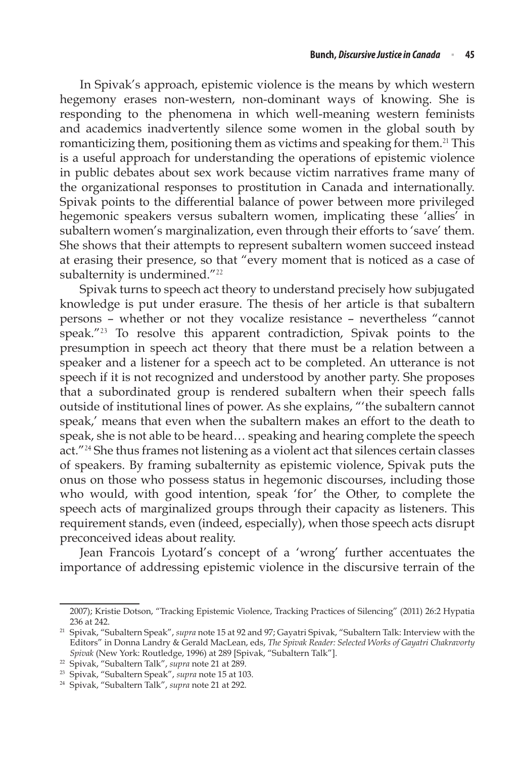In Spivak's approach, epistemic violence is the means by which western hegemony erases non-western, non-dominant ways of knowing. She is responding to the phenomena in which well-meaning western feminists and academics inadvertently silence some women in the global south by romanticizing them, positioning them as victims and speaking for them.[21] This is a useful approach for understanding the operations of epistemic violence in public debates about sex work because victim narratives frame many of the organizational responses to prostitution in Canada and internationally. Spivak points to the differential balance of power between more privileged hegemonic speakers versus subaltern women, implicating these 'allies' in subaltern women's marginalization, even through their efforts to 'save' them. She shows that their attempts to represent subaltern women succeed instead at erasing their presence, so that "every moment that is noticed as a case of subalternity is undermined."[22]

Spivak turns to speech act theory to understand precisely how subjugated knowledge is put under erasure. The thesis of her article is that subaltern persons – whether or not they vocalize resistance – nevertheless "cannot speak."[23] To resolve this apparent contradiction, Spivak points to the presumption in speech act theory that there must be a relation between a speaker and a listener for a speech act to be completed. An utterance is not speech if it is not recognized and understood by another party. She proposes that a subordinated group is rendered subaltern when their speech falls outside of institutional lines of power. As she explains, "'the subaltern cannot speak,' means that even when the subaltern makes an effort to the death to speak, she is not able to be heard… speaking and hearing complete the speech act."[24] She thus frames not listening as a violent act that silences certain classes of speakers. By framing subalternity as epistemic violence, Spivak puts the onus on those who possess status in hegemonic discourses, including those who would, with good intention, speak 'for' the Other, to complete the speech acts of marginalized groups through their capacity as listeners. This requirement stands, even (indeed, especially), when those speech acts disrupt preconceived ideas about reality.

Jean Francois Lyotard's concept of a 'wrong' further accentuates the importance of addressing epistemic violence in the discursive terrain of the

---

2007); Kristie Dotson, "Tracking Epistemic Violence, Tracking Practices of Silencing" (2011) 26:2 Hypatia 236 at 242.

[21] Spivak, "Subaltern Speak", *supra* note 15 at 92 and 97; Gayatri Spivak, "Subaltern Talk: Interview with the Editors" in Donna Landry & Gerald MacLean, eds, *The Spivak Reader: Selected Works of Gayatri Chakravorty Spivak* (New York: Routledge, 1996) at 289 [Spivak, "Subaltern Talk"].

[22] Spivak, "Subaltern Talk", *supra* note 21 at 289.

[23] Spivak, "Subaltern Speak", *supra* note 15 at 103.

[24] Spivak, "Subaltern Talk", *supra* note 21 at 292.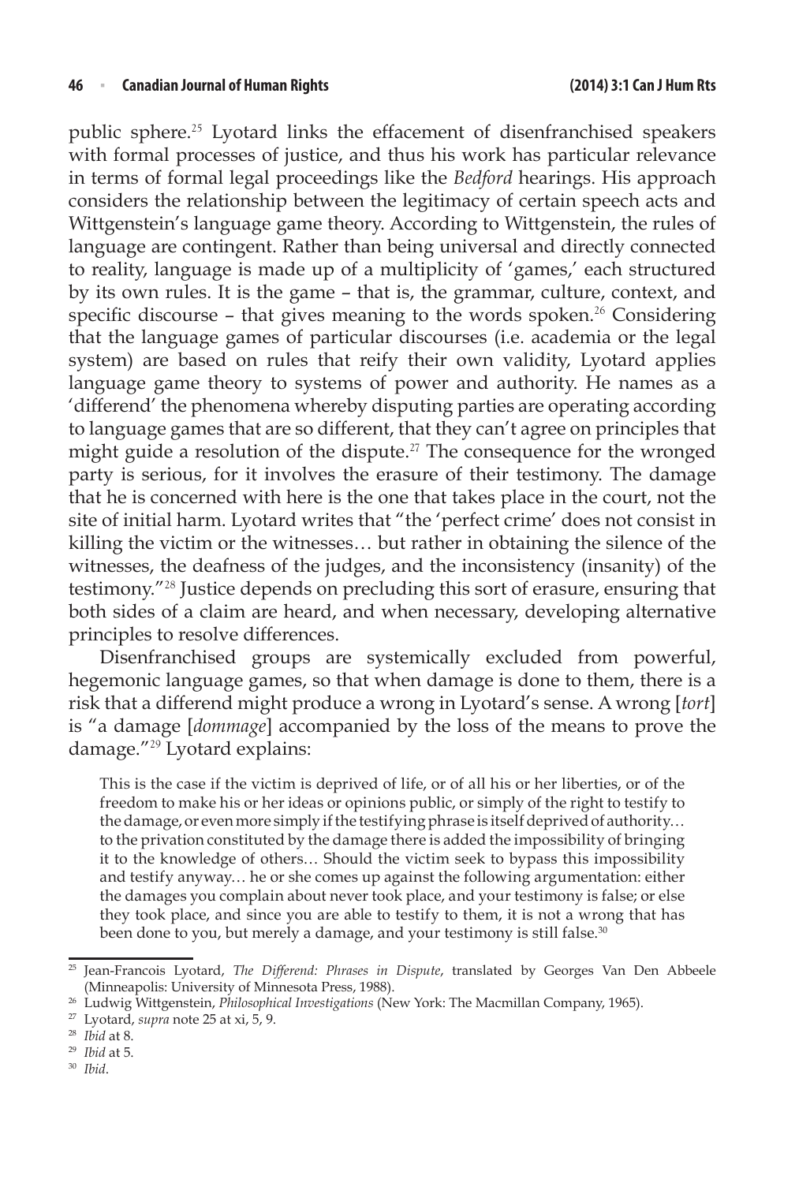public sphere.[25] Lyotard links the effacement of disenfranchised speakers with formal processes of justice, and thus his work has particular relevance in terms of formal legal proceedings like the *Bedford* hearings. His approach considers the relationship between the legitimacy of certain speech acts and Wittgenstein's language game theory. According to Wittgenstein, the rules of language are contingent. Rather than being universal and directly connected to reality, language is made up of a multiplicity of 'games,' each structured by its own rules. It is the game – that is, the grammar, culture, context, and specific discourse – that gives meaning to the words spoken.[26] Considering that the language games of particular discourses (i.e. academia or the legal system) are based on rules that reify their own validity, Lyotard applies language game theory to systems of power and authority. He names as a 'differend' the phenomena whereby disputing parties are operating according to language games that are so different, that they can't agree on principles that might guide a resolution of the dispute.[27] The consequence for the wronged party is serious, for it involves the erasure of their testimony. The damage that he is concerned with here is the one that takes place in the court, not the site of initial harm. Lyotard writes that "the 'perfect crime' does not consist in killing the victim or the witnesses… but rather in obtaining the silence of the witnesses, the deafness of the judges, and the inconsistency (insanity) of the testimony."[28] Justice depends on precluding this sort of erasure, ensuring that both sides of a claim are heard, and when necessary, developing alternative principles to resolve differences.

Disenfranchised groups are systemically excluded from powerful, hegemonic language games, so that when damage is done to them, there is a risk that a differend might produce a wrong in Lyotard's sense. A wrong [*tort*] is "a damage [*dommage*] accompanied by the loss of the means to prove the damage."[29] Lyotard explains:

> This is the case if the victim is deprived of life, or of all his or her liberties, or of the freedom to make his or her ideas or opinions public, or simply of the right to testify to the damage, or even more simply if the testifying phrase is itself deprived of authority… to the privation constituted by the damage there is added the impossibility of bringing it to the knowledge of others… Should the victim seek to bypass this impossibility and testify anyway… he or she comes up against the following argumentation: either the damages you complain about never took place, and your testimony is false; or else they took place, and since you are able to testify to them, it is not a wrong that has been done to you, but merely a damage, and your testimony is still false.[30]

---

[25] Jean-Francois Lyotard, *The Differend: Phrases in Dispute*, translated by Georges Van Den Abbeele (Minneapolis: University of Minnesota Press, 1988).

[26] Ludwig Wittgenstein, *Philosophical Investigations* (New York: The Macmillan Company, 1965).

[27] Lyotard, *supra* note 25 at xi, 5, 9.

[28] *Ibid* at 8.

[29] *Ibid* at 5.

[30] *Ibid*.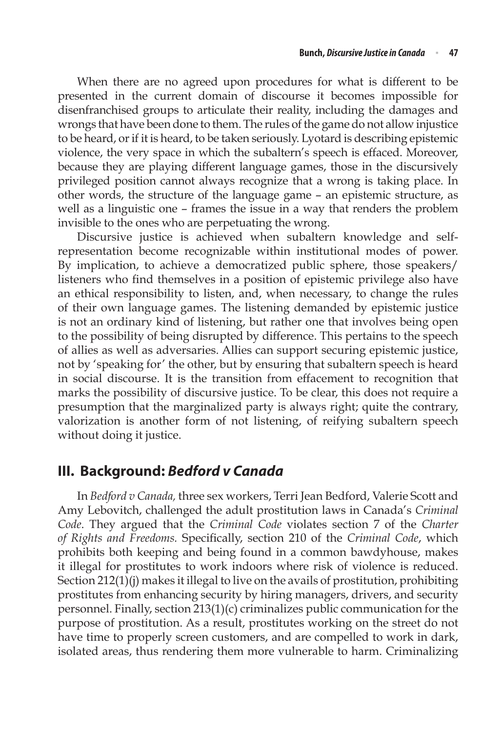When there are no agreed upon procedures for what is different to be presented in the current domain of discourse it becomes impossible for disenfranchised groups to articulate their reality, including the damages and wrongs that have been done to them. The rules of the game do not allow injustice to be heard, or if it is heard, to be taken seriously. Lyotard is describing epistemic violence, the very space in which the subaltern's speech is effaced. Moreover, because they are playing different language games, those in the discursively privileged position cannot always recognize that a wrong is taking place. In other words, the structure of the language game – an epistemic structure, as well as a linguistic one – frames the issue in a way that renders the problem invisible to the ones who are perpetuating the wrong.

Discursive justice is achieved when subaltern knowledge and self-representation become recognizable within institutional modes of power. By implication, to achieve a democratized public sphere, those speakers/listeners who find themselves in a position of epistemic privilege also have an ethical responsibility to listen, and, when necessary, to change the rules of their own language games. The listening demanded by epistemic justice is not an ordinary kind of listening, but rather one that involves being open to the possibility of being disrupted by difference. This pertains to the speech of allies as well as adversaries. Allies can support securing epistemic justice, not by 'speaking for' the other, but by ensuring that subaltern speech is heard in social discourse. It is the transition from effacement to recognition that marks the possibility of discursive justice. To be clear, this does not require a presumption that the marginalized party is always right; quite the contrary, valorization is another form of not listening, of reifying subaltern speech without doing it justice.

## III. Background: *Bedford v Canada*

In *Bedford v Canada,* three sex workers, Terri Jean Bedford, Valerie Scott and Amy Lebovitch, challenged the adult prostitution laws in Canada's *Criminal Code*. They argued that the *Criminal Code* violates section 7 of the *Charter of Rights and Freedoms.* Specifically, section 210 of the *Criminal Code*, which prohibits both keeping and being found in a common bawdyhouse, makes it illegal for prostitutes to work indoors where risk of violence is reduced. Section 212(1)(j) makes it illegal to live on the avails of prostitution, prohibiting prostitutes from enhancing security by hiring managers, drivers, and security personnel. Finally, section 213(1)(c) criminalizes public communication for the purpose of prostitution. As a result, prostitutes working on the street do not have time to properly screen customers, and are compelled to work in dark, isolated areas, thus rendering them more vulnerable to harm. Criminalizing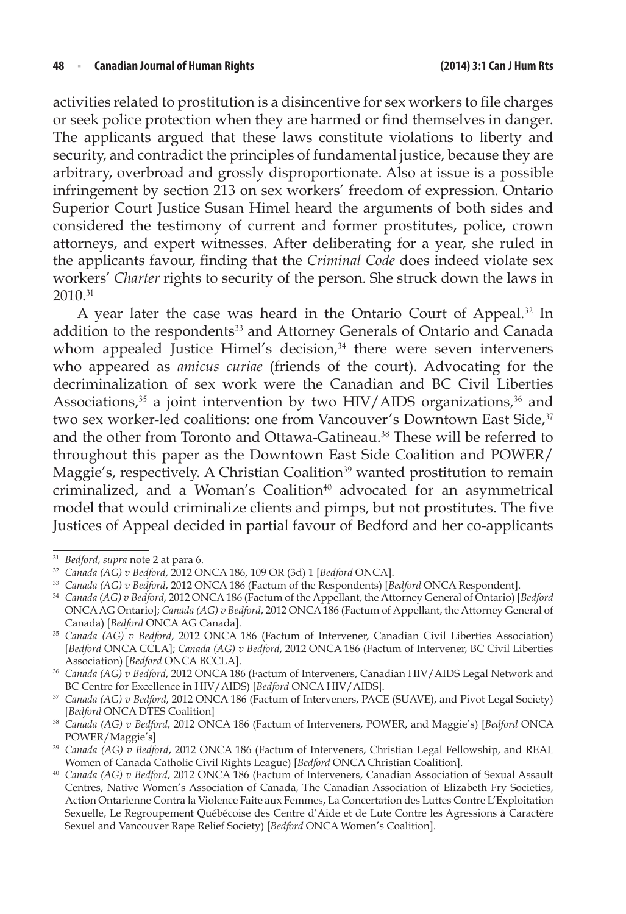activities related to prostitution is a disincentive for sex workers to file charges or seek police protection when they are harmed or find themselves in danger. The applicants argued that these laws constitute violations to liberty and security, and contradict the principles of fundamental justice, because they are arbitrary, overbroad and grossly disproportionate. Also at issue is a possible infringement by section 213 on sex workers' freedom of expression. Ontario Superior Court Justice Susan Himel heard the arguments of both sides and considered the testimony of current and former prostitutes, police, crown attorneys, and expert witnesses. After deliberating for a year, she ruled in the applicants favour, finding that the *Criminal Code* does indeed violate sex workers' *Charter* rights to security of the person. She struck down the laws in 2010.[31]

A year later the case was heard in the Ontario Court of Appeal.[32] In addition to the respondents[33] and Attorney Generals of Ontario and Canada whom appealed Justice Himel's decision,[34] there were seven interveners who appeared as *amicus curiae* (friends of the court). Advocating for the decriminalization of sex work were the Canadian and BC Civil Liberties Associations,[35] a joint intervention by two HIV/AIDS organizations,[36] and two sex worker-led coalitions: one from Vancouver's Downtown East Side,[37] and the other from Toronto and Ottawa-Gatineau.[38] These will be referred to throughout this paper as the Downtown East Side Coalition and POWER/Maggie's, respectively. A Christian Coalition[39] wanted prostitution to remain criminalized, and a Woman's Coalition[40] advocated for an asymmetrical model that would criminalize clients and pimps, but not prostitutes. The five Justices of Appeal decided in partial favour of Bedford and her co-applicants

---

31 *Bedford*, *supra* note 2 at para 6.

32 *Canada (AG) v Bedford*, 2012 ONCA 186, 109 OR (3d) 1 [*Bedford* ONCA].

33 *Canada (AG) v Bedford*, 2012 ONCA 186 (Factum of the Respondents) [*Bedford* ONCA Respondent].

34 *Canada (AG) v Bedford*, 2012 ONCA 186 (Factum of the Appellant, the Attorney General of Ontario) [*Bedford* ONCA AG Ontario]; *Canada (AG) v Bedford*, 2012 ONCA 186 (Factum of Appellant, the Attorney General of Canada) [*Bedford* ONCA AG Canada].

35 *Canada (AG) v Bedford*, 2012 ONCA 186 (Factum of Intervener, Canadian Civil Liberties Association) [*Bedford* ONCA CCLA]; *Canada (AG) v Bedford*, 2012 ONCA 186 (Factum of Intervener, BC Civil Liberties Association) [*Bedford* ONCA BCCLA].

36 *Canada (AG) v Bedford*, 2012 ONCA 186 (Factum of Interveners, Canadian HIV/AIDS Legal Network and BC Centre for Excellence in HIV/AIDS) [*Bedford* ONCA HIV/AIDS].

37 *Canada (AG) v Bedford*, 2012 ONCA 186 (Factum of Interveners, PACE (SUAVE), and Pivot Legal Society) [*Bedford* ONCA DTES Coalition]

38 *Canada (AG) v Bedford*, 2012 ONCA 186 (Factum of Interveners, POWER, and Maggie's) [*Bedford* ONCA POWER/Maggie's]

39 *Canada (AG) v Bedford*, 2012 ONCA 186 (Factum of Interveners, Christian Legal Fellowship, and REAL Women of Canada Catholic Civil Rights League) [*Bedford* ONCA Christian Coalition].

40 *Canada (AG) v Bedford*, 2012 ONCA 186 (Factum of Interveners, Canadian Association of Sexual Assault Centres, Native Women's Association of Canada, The Canadian Association of Elizabeth Fry Societies, Action Ontarienne Contra la Violence Faite aux Femmes, La Concertation des Luttes Contre L'Exploitation Sexuelle, Le Regroupement Québécoise des Centre d'Aide et de Lute Contre les Agressions à Caractère Sexuel and Vancouver Rape Relief Society) [*Bedford* ONCA Women's Coalition].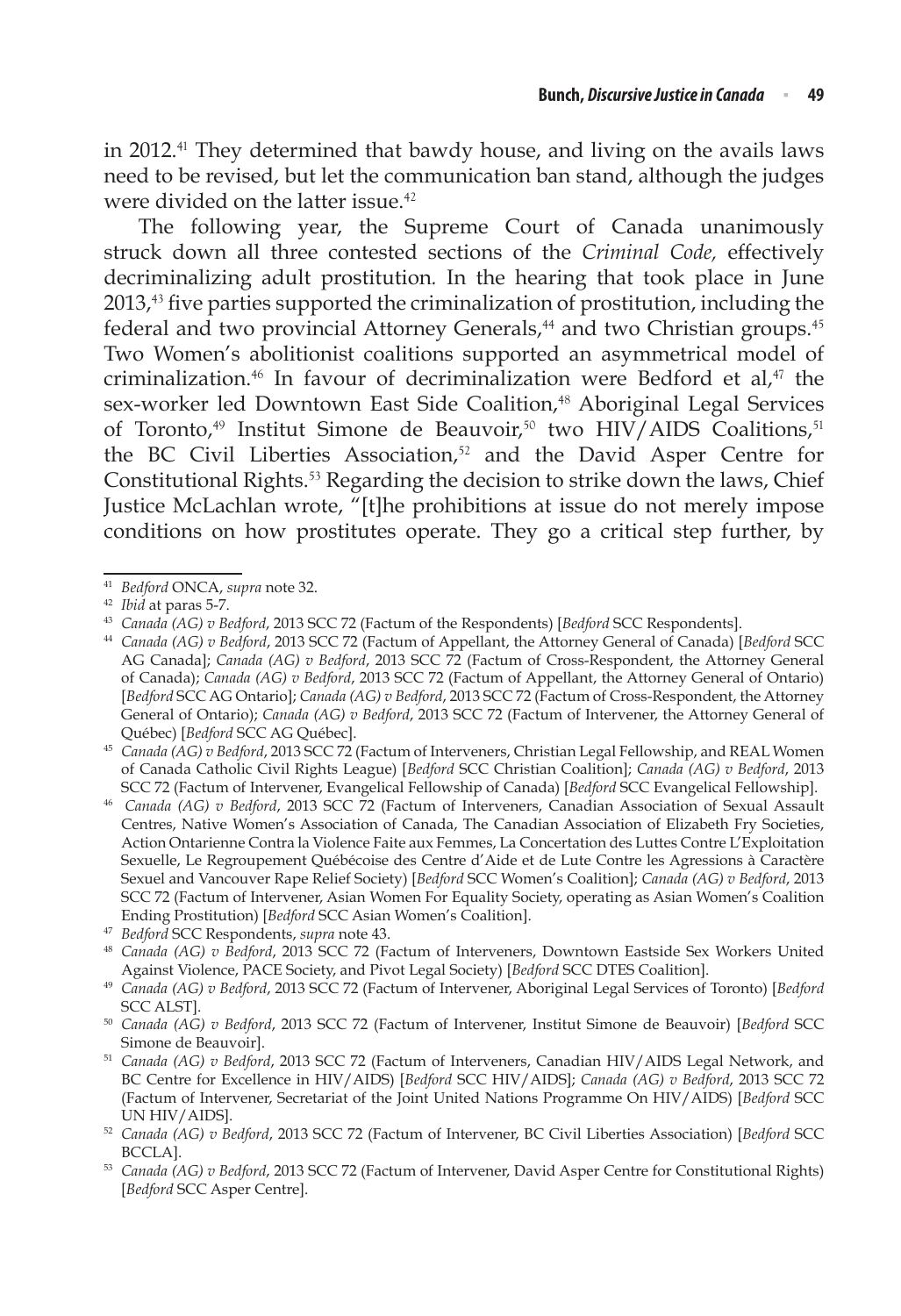in 2012.[41] They determined that bawdy house, and living on the avails laws need to be revised, but let the communication ban stand, although the judges were divided on the latter issue.[42]

The following year, the Supreme Court of Canada unanimously struck down all three contested sections of the *Criminal Code,* effectively decriminalizing adult prostitution. In the hearing that took place in June 2013,[43] five parties supported the criminalization of prostitution, including the federal and two provincial Attorney Generals,[44] and two Christian groups.[45] Two Women's abolitionist coalitions supported an asymmetrical model of criminalization.[46] In favour of decriminalization were Bedford et al,[47] the sex-worker led Downtown East Side Coalition,[48] Aboriginal Legal Services of Toronto,[49] Institut Simone de Beauvoir,[50] two HIV/AIDS Coalitions,[51] the BC Civil Liberties Association,[52] and the David Asper Centre for Constitutional Rights.[53] Regarding the decision to strike down the laws, Chief Justice McLachlan wrote, "[t]he prohibitions at issue do not merely impose conditions on how prostitutes operate. They go a critical step further, by

---

41 *Bedford* ONCA, *supra* note 32.

42 *Ibid* at paras 5-7.

43 *Canada (AG) v Bedford*, 2013 SCC 72 (Factum of the Respondents) [*Bedford* SCC Respondents].

44 *Canada (AG) v Bedford*, 2013 SCC 72 (Factum of Appellant, the Attorney General of Canada) [*Bedford* SCC AG Canada]; *Canada (AG) v Bedford*, 2013 SCC 72 (Factum of Cross-Respondent, the Attorney General of Canada); *Canada (AG) v Bedford*, 2013 SCC 72 (Factum of Appellant, the Attorney General of Ontario) [*Bedford* SCC AG Ontario]; *Canada (AG) v Bedford*, 2013 SCC 72 (Factum of Cross-Respondent, the Attorney General of Ontario); *Canada (AG) v Bedford*, 2013 SCC 72 (Factum of Intervener, the Attorney General of Québec) [*Bedford* SCC AG Québec].

45 *Canada (AG) v Bedford*, 2013 SCC 72 (Factum of Interveners, Christian Legal Fellowship, and REAL Women of Canada Catholic Civil Rights League) [*Bedford* SCC Christian Coalition]; *Canada (AG) v Bedford*, 2013 SCC 72 (Factum of Intervener, Evangelical Fellowship of Canada) [*Bedford* SCC Evangelical Fellowship].

46 *Canada (AG) v Bedford*, 2013 SCC 72 (Factum of Interveners, Canadian Association of Sexual Assault Centres, Native Women's Association of Canada, The Canadian Association of Elizabeth Fry Societies, Action Ontarienne Contra la Violence Faite aux Femmes, La Concertation des Luttes Contre L'Exploitation Sexuelle, Le Regroupement Québécoise des Centre d'Aide et de Lute Contre les Agressions à Caractère Sexuel and Vancouver Rape Relief Society) [*Bedford* SCC Women's Coalition]; *Canada (AG) v Bedford*, 2013 SCC 72 (Factum of Intervener, Asian Women For Equality Society, operating as Asian Women's Coalition Ending Prostitution) [*Bedford* SCC Asian Women's Coalition].

47 *Bedford* SCC Respondents, *supra* note 43.

48 *Canada (AG) v Bedford*, 2013 SCC 72 (Factum of Interveners, Downtown Eastside Sex Workers United Against Violence, PACE Society, and Pivot Legal Society) [*Bedford* SCC DTES Coalition].

49 *Canada (AG) v Bedford*, 2013 SCC 72 (Factum of Intervener, Aboriginal Legal Services of Toronto) [*Bedford* SCC ALST].

50 *Canada (AG) v Bedford*, 2013 SCC 72 (Factum of Intervener, Institut Simone de Beauvoir) [*Bedford* SCC Simone de Beauvoir].

51 *Canada (AG) v Bedford*, 2013 SCC 72 (Factum of Interveners, Canadian HIV/AIDS Legal Network, and BC Centre for Excellence in HIV/AIDS) [*Bedford* SCC HIV/AIDS]; *Canada (AG) v Bedford*, 2013 SCC 72 (Factum of Intervener, Secretariat of the Joint United Nations Programme On HIV/AIDS) [*Bedford* SCC UN HIV/AIDS].

52 *Canada (AG) v Bedford*, 2013 SCC 72 (Factum of Intervener, BC Civil Liberties Association) [*Bedford* SCC BCCLA].

53 *Canada (AG) v Bedford*, 2013 SCC 72 (Factum of Intervener, David Asper Centre for Constitutional Rights) [*Bedford* SCC Asper Centre].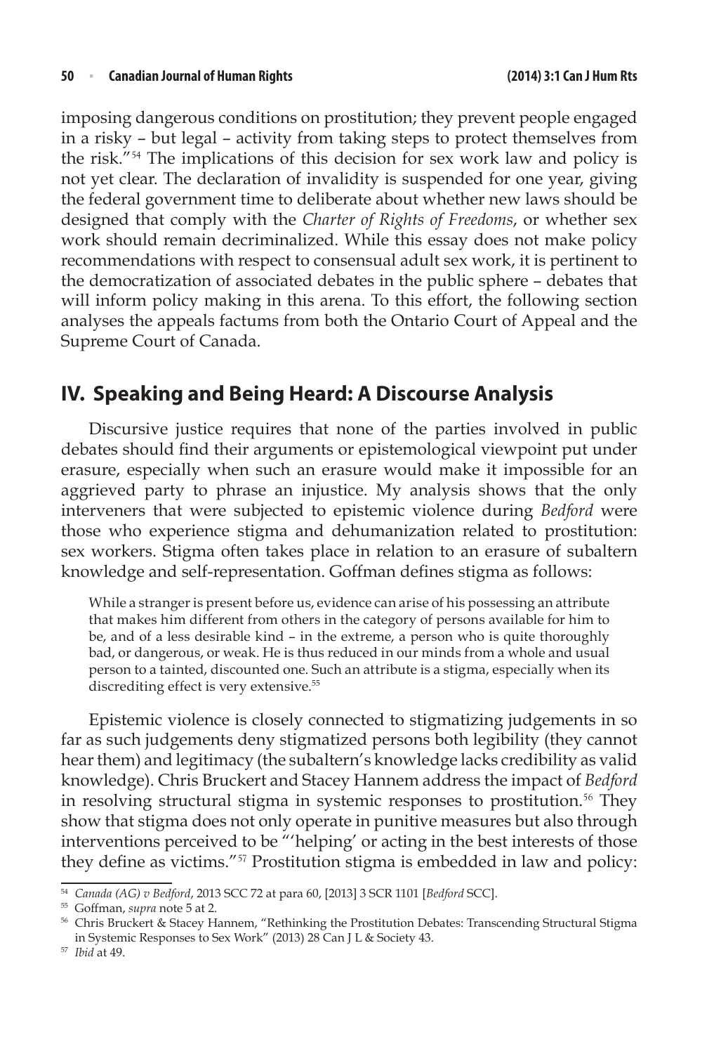imposing dangerous conditions on prostitution; they prevent people engaged in a risky – but legal – activity from taking steps to protect themselves from the risk."[54] The implications of this decision for sex work law and policy is not yet clear. The declaration of invalidity is suspended for one year, giving the federal government time to deliberate about whether new laws should be designed that comply with the *Charter of Rights of Freedoms*, or whether sex work should remain decriminalized. While this essay does not make policy recommendations with respect to consensual adult sex work, it is pertinent to the democratization of associated debates in the public sphere – debates that will inform policy making in this arena. To this effort, the following section analyses the appeals factums from both the Ontario Court of Appeal and the Supreme Court of Canada.

## IV. Speaking and Being Heard: A Discourse Analysis

Discursive justice requires that none of the parties involved in public debates should find their arguments or epistemological viewpoint put under erasure, especially when such an erasure would make it impossible for an aggrieved party to phrase an injustice. My analysis shows that the only interveners that were subjected to epistemic violence during *Bedford* were those who experience stigma and dehumanization related to prostitution: sex workers. Stigma often takes place in relation to an erasure of subaltern knowledge and self-representation. Goffman defines stigma as follows:

> While a stranger is present before us, evidence can arise of his possessing an attribute that makes him different from others in the category of persons available for him to be, and of a less desirable kind – in the extreme, a person who is quite thoroughly bad, or dangerous, or weak. He is thus reduced in our minds from a whole and usual person to a tainted, discounted one. Such an attribute is a stigma, especially when its discrediting effect is very extensive.[55]

Epistemic violence is closely connected to stigmatizing judgements in so far as such judgements deny stigmatized persons both legibility (they cannot hear them) and legitimacy (the subaltern's knowledge lacks credibility as valid knowledge). Chris Bruckert and Stacey Hannem address the impact of *Bedford* in resolving structural stigma in systemic responses to prostitution.[56] They show that stigma does not only operate in punitive measures but also through interventions perceived to be "'helping' or acting in the best interests of those they define as victims."[57] Prostitution stigma is embedded in law and policy:

---

[54] *Canada (AG) v Bedford*, 2013 SCC 72 at para 60, [2013] 3 SCR 1101 [*Bedford* SCC].

[55] Goffman, *supra* note 5 at 2.

[56] Chris Bruckert & Stacey Hannem, "Rethinking the Prostitution Debates: Transcending Structural Stigma in Systemic Responses to Sex Work" (2013) 28 Can J L & Society 43.

[57] *Ibid* at 49.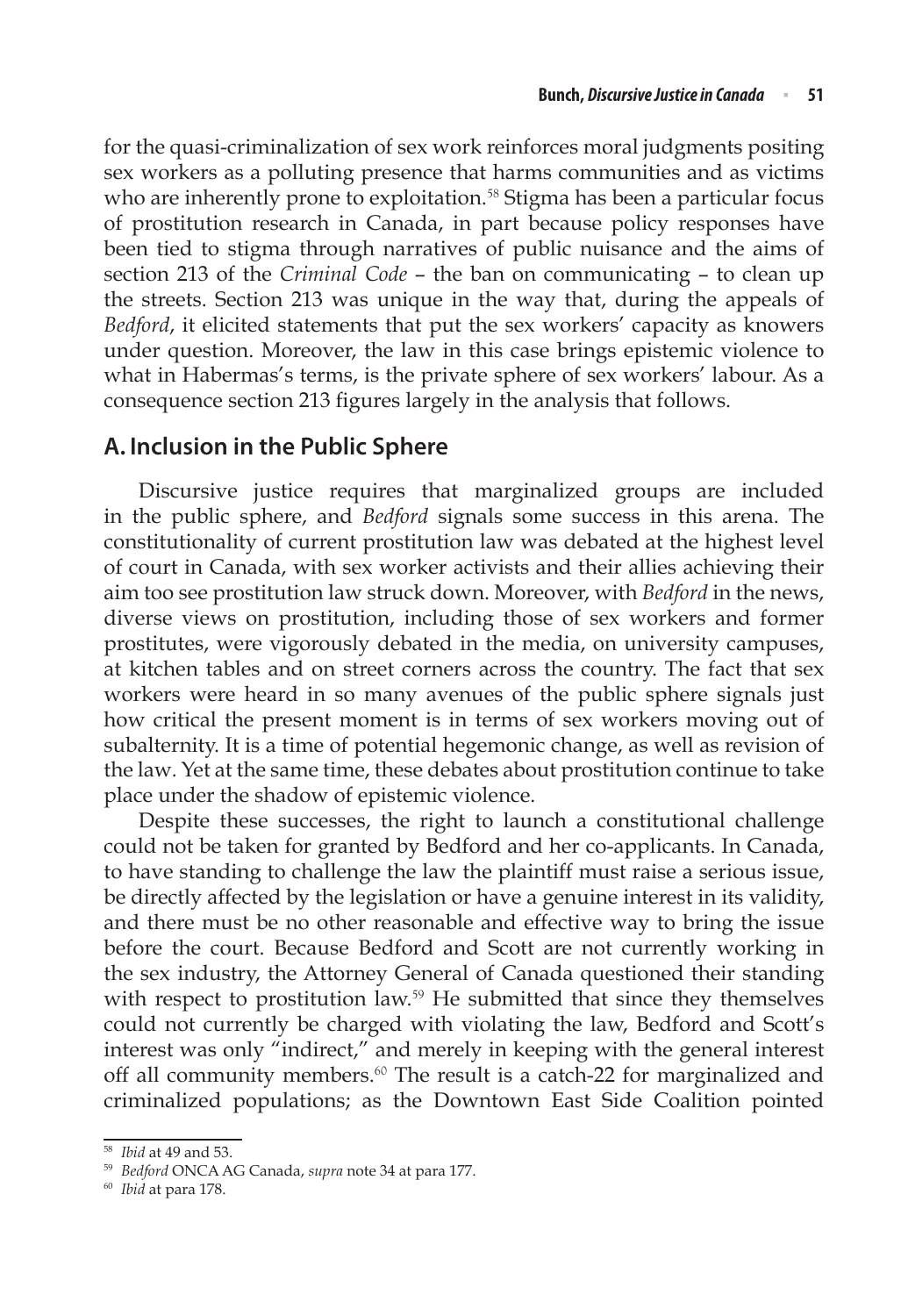for the quasi-criminalization of sex work reinforces moral judgments positing sex workers as a polluting presence that harms communities and as victims who are inherently prone to exploitation.[58] Stigma has been a particular focus of prostitution research in Canada, in part because policy responses have been tied to stigma through narratives of public nuisance and the aims of section 213 of the *Criminal Code* – the ban on communicating – to clean up the streets. Section 213 was unique in the way that, during the appeals of *Bedford*, it elicited statements that put the sex workers' capacity as knowers under question. Moreover, the law in this case brings epistemic violence to what in Habermas's terms, is the private sphere of sex workers' labour. As a consequence section 213 figures largely in the analysis that follows.

## A. Inclusion in the Public Sphere

Discursive justice requires that marginalized groups are included in the public sphere, and *Bedford* signals some success in this arena. The constitutionality of current prostitution law was debated at the highest level of court in Canada, with sex worker activists and their allies achieving their aim too see prostitution law struck down. Moreover, with *Bedford* in the news, diverse views on prostitution, including those of sex workers and former prostitutes, were vigorously debated in the media, on university campuses, at kitchen tables and on street corners across the country. The fact that sex workers were heard in so many avenues of the public sphere signals just how critical the present moment is in terms of sex workers moving out of subalternity. It is a time of potential hegemonic change, as well as revision of the law. Yet at the same time, these debates about prostitution continue to take place under the shadow of epistemic violence.

Despite these successes, the right to launch a constitutional challenge could not be taken for granted by Bedford and her co-applicants. In Canada, to have standing to challenge the law the plaintiff must raise a serious issue, be directly affected by the legislation or have a genuine interest in its validity, and there must be no other reasonable and effective way to bring the issue before the court. Because Bedford and Scott are not currently working in the sex industry, the Attorney General of Canada questioned their standing with respect to prostitution law.[59] He submitted that since they themselves could not currently be charged with violating the law, Bedford and Scott's interest was only "indirect," and merely in keeping with the general interest off all community members.[60] The result is a catch-22 for marginalized and criminalized populations; as the Downtown East Side Coalition pointed

---

[58] *Ibid* at 49 and 53.

[59] *Bedford* ONCA AG Canada, *supra* note 34 at para 177.

[60] *Ibid* at para 178.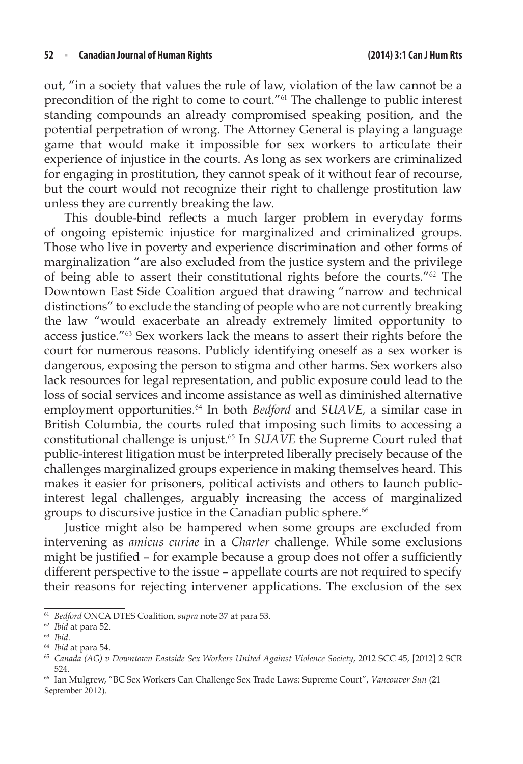out, "in a society that values the rule of law, violation of the law cannot be a precondition of the right to come to court."[61] The challenge to public interest standing compounds an already compromised speaking position, and the potential perpetration of wrong. The Attorney General is playing a language game that would make it impossible for sex workers to articulate their experience of injustice in the courts. As long as sex workers are criminalized for engaging in prostitution, they cannot speak of it without fear of recourse, but the court would not recognize their right to challenge prostitution law unless they are currently breaking the law.

This double-bind reflects a much larger problem in everyday forms of ongoing epistemic injustice for marginalized and criminalized groups. Those who live in poverty and experience discrimination and other forms of marginalization "are also excluded from the justice system and the privilege of being able to assert their constitutional rights before the courts."[62] The Downtown East Side Coalition argued that drawing "narrow and technical distinctions" to exclude the standing of people who are not currently breaking the law "would exacerbate an already extremely limited opportunity to access justice."[63] Sex workers lack the means to assert their rights before the court for numerous reasons. Publicly identifying oneself as a sex worker is dangerous, exposing the person to stigma and other harms. Sex workers also lack resources for legal representation, and public exposure could lead to the loss of social services and income assistance as well as diminished alternative employment opportunities.[64] In both *Bedford* and *SUAVE,* a similar case in British Columbia, the courts ruled that imposing such limits to accessing a constitutional challenge is unjust.[65] In *SUAVE* the Supreme Court ruled that public-interest litigation must be interpreted liberally precisely because of the challenges marginalized groups experience in making themselves heard. This makes it easier for prisoners, political activists and others to launch public-interest legal challenges, arguably increasing the access of marginalized groups to discursive justice in the Canadian public sphere.[66]

Justice might also be hampered when some groups are excluded from intervening as *amicus curiae* in a *Charter* challenge. While some exclusions might be justified – for example because a group does not offer a sufficiently different perspective to the issue – appellate courts are not required to specify their reasons for rejecting intervener applications. The exclusion of the sex

---

[61] *Bedford* ONCA DTES Coalition, *supra* note 37 at para 53.

[62] *Ibid* at para 52.

[63] *Ibid*.

[64] *Ibid* at para 54.

[65] *Canada (AG) v Downtown Eastside Sex Workers United Against Violence Society*, 2012 SCC 45, [2012] 2 SCR 524.

[66] Ian Mulgrew, "BC Sex Workers Can Challenge Sex Trade Laws: Supreme Court", *Vancouver Sun* (21 September 2012).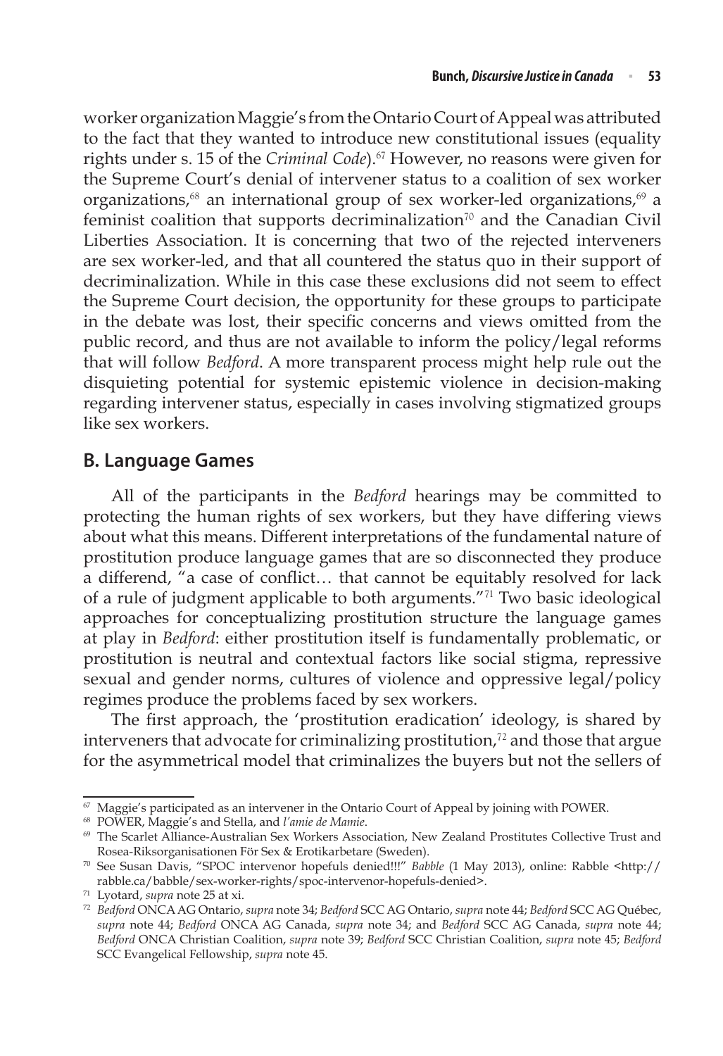worker organization Maggie's from the Ontario Court of Appeal was attributed to the fact that they wanted to introduce new constitutional issues (equality rights under s. 15 of the *Criminal Code*).[67] However, no reasons were given for the Supreme Court's denial of intervener status to a coalition of sex worker organizations,[68] an international group of sex worker-led organizations,[69] a feminist coalition that supports decriminalization[70] and the Canadian Civil Liberties Association. It is concerning that two of the rejected interveners are sex worker-led, and that all countered the status quo in their support of decriminalization. While in this case these exclusions did not seem to effect the Supreme Court decision, the opportunity for these groups to participate in the debate was lost, their specific concerns and views omitted from the public record, and thus are not available to inform the policy/legal reforms that will follow *Bedford*. A more transparent process might help rule out the disquieting potential for systemic epistemic violence in decision-making regarding intervener status, especially in cases involving stigmatized groups like sex workers.

## B. Language Games

All of the participants in the *Bedford* hearings may be committed to protecting the human rights of sex workers, but they have differing views about what this means. Different interpretations of the fundamental nature of prostitution produce language games that are so disconnected they produce a differend, "a case of conflict… that cannot be equitably resolved for lack of a rule of judgment applicable to both arguments."[71] Two basic ideological approaches for conceptualizing prostitution structure the language games at play in *Bedford*: either prostitution itself is fundamentally problematic, or prostitution is neutral and contextual factors like social stigma, repressive sexual and gender norms, cultures of violence and oppressive legal/policy regimes produce the problems faced by sex workers.

The first approach, the 'prostitution eradication' ideology, is shared by interveners that advocate for criminalizing prostitution,[72] and those that argue for the asymmetrical model that criminalizes the buyers but not the sellers of

---

[67] Maggie's participated as an intervener in the Ontario Court of Appeal by joining with POWER.

[68] POWER, Maggie's and Stella, and *l'amie de Mamie*.

[69] The Scarlet Alliance-Australian Sex Workers Association, New Zealand Prostitutes Collective Trust and Rosea-Riksorganisationen För Sex & Erotikarbetare (Sweden).

[70] See Susan Davis, "SPOC intervenor hopefuls denied!!!" *Babble* (1 May 2013), online: Rabble <http://rabble.ca/babble/sex-worker-rights/spoc-intervenor-hopefuls-denied>.

[71] Lyotard, *supra* note 25 at xi.

[72] *Bedford* ONCA AG Ontario, *supra* note 34; *Bedford* SCC AG Ontario, *supra* note 44; *Bedford* SCC AG Québec, *supra* note 44; *Bedford* ONCA AG Canada, *supra* note 34; and *Bedford* SCC AG Canada, *supra* note 44; *Bedford* ONCA Christian Coalition, *supra* note 39; *Bedford* SCC Christian Coalition, *supra* note 45; *Bedford* SCC Evangelical Fellowship, *supra* note 45.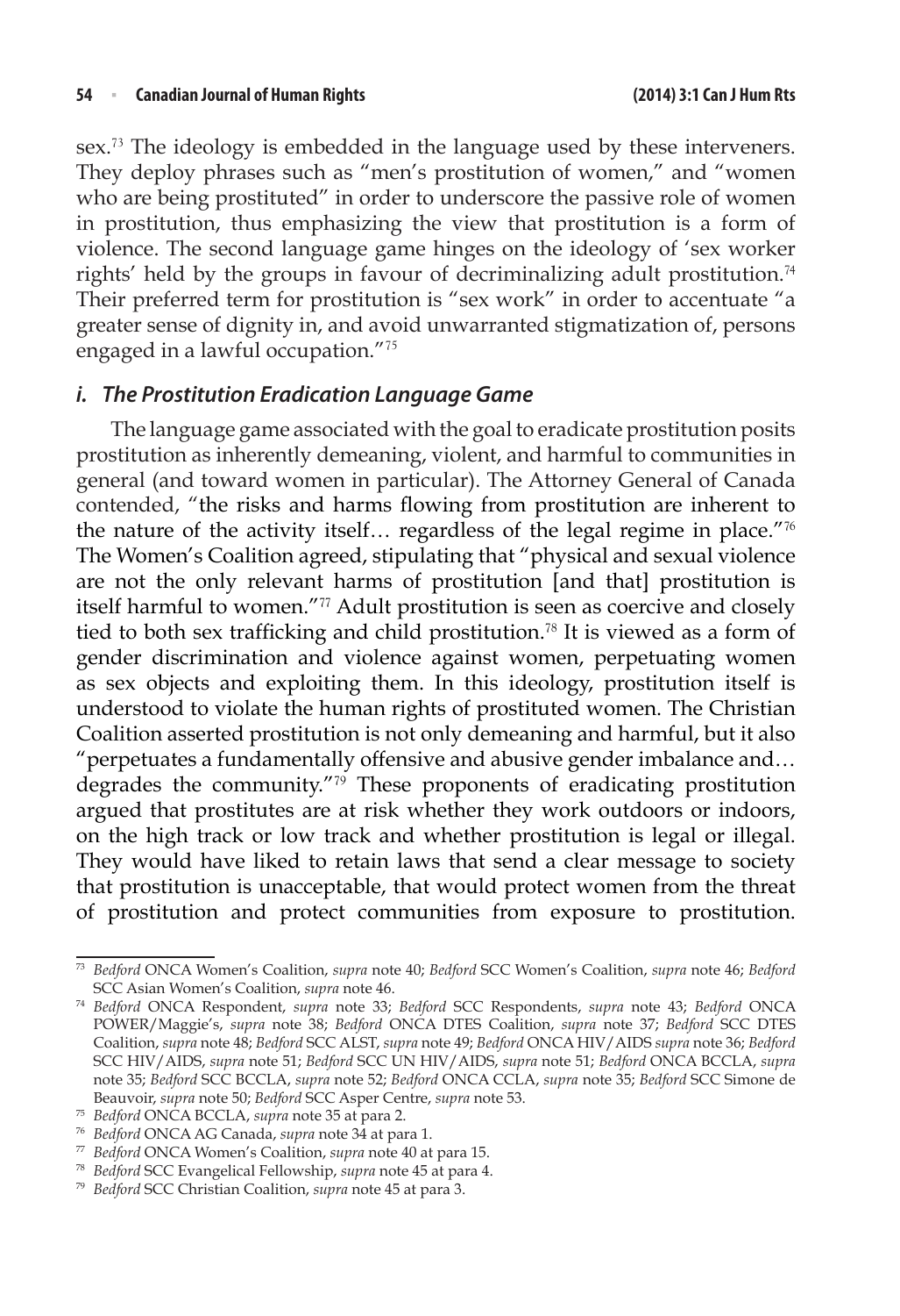sex.[73] The ideology is embedded in the language used by these interveners. They deploy phrases such as "men's prostitution of women," and "women who are being prostituted" in order to underscore the passive role of women in prostitution, thus emphasizing the view that prostitution is a form of violence. The second language game hinges on the ideology of 'sex worker rights' held by the groups in favour of decriminalizing adult prostitution.[74] Their preferred term for prostitution is "sex work" in order to accentuate "a greater sense of dignity in, and avoid unwarranted stigmatization of, persons engaged in a lawful occupation."[75]

### *i. The Prostitution Eradication Language Game*

The language game associated with the goal to eradicate prostitution posits prostitution as inherently demeaning, violent, and harmful to communities in general (and toward women in particular). The Attorney General of Canada contended, "the risks and harms flowing from prostitution are inherent to the nature of the activity itself… regardless of the legal regime in place."[76] The Women's Coalition agreed, stipulating that "physical and sexual violence are not the only relevant harms of prostitution [and that] prostitution is itself harmful to women."[77] Adult prostitution is seen as coercive and closely tied to both sex trafficking and child prostitution.[78] It is viewed as a form of gender discrimination and violence against women, perpetuating women as sex objects and exploiting them. In this ideology, prostitution itself is understood to violate the human rights of prostituted women. The Christian Coalition asserted prostitution is not only demeaning and harmful, but it also "perpetuates a fundamentally offensive and abusive gender imbalance and… degrades the community."[79] These proponents of eradicating prostitution argued that prostitutes are at risk whether they work outdoors or indoors, on the high track or low track and whether prostitution is legal or illegal. They would have liked to retain laws that send a clear message to society that prostitution is unacceptable, that would protect women from the threat of prostitution and protect communities from exposure to prostitution.

---

[73] *Bedford* ONCA Women's Coalition, *supra* note 40; *Bedford* SCC Women's Coalition, *supra* note 46; *Bedford* SCC Asian Women's Coalition, *supra* note 46.

[74] *Bedford* ONCA Respondent, *supra* note 33; *Bedford* SCC Respondents, *supra* note 43; *Bedford* ONCA POWER/Maggie's, *supra* note 38; *Bedford* ONCA DTES Coalition, *supra* note 37; *Bedford* SCC DTES Coalition, *supra* note 48; *Bedford* SCC ALST, *supra* note 49; *Bedford* ONCA HIV/AIDS *supra* note 36; *Bedford* SCC HIV/AIDS, *supra* note 51; *Bedford* SCC UN HIV/AIDS, *supra* note 51; *Bedford* ONCA BCCLA, *supra* note 35; *Bedford* SCC BCCLA, *supra* note 52; *Bedford* ONCA CCLA, *supra* note 35; *Bedford* SCC Simone de Beauvoir, *supra* note 50; *Bedford* SCC Asper Centre, *supra* note 53.

[75] *Bedford* ONCA BCCLA, *supra* note 35 at para 2.

[76] *Bedford* ONCA AG Canada, *supra* note 34 at para 1.

[77] *Bedford* ONCA Women's Coalition, *supra* note 40 at para 15.

[78] *Bedford* SCC Evangelical Fellowship, *supra* note 45 at para 4.

[79] *Bedford* SCC Christian Coalition, *supra* note 45 at para 3.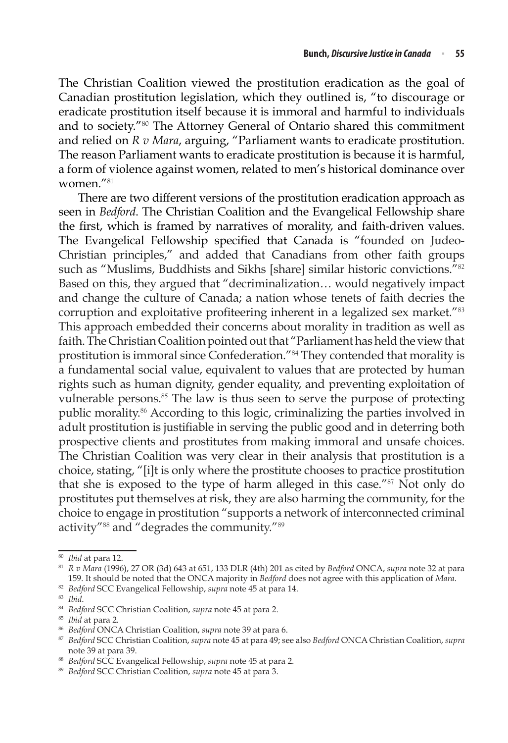The Christian Coalition viewed the prostitution eradication as the goal of Canadian prostitution legislation, which they outlined is, "to discourage or eradicate prostitution itself because it is immoral and harmful to individuals and to society."[80] The Attorney General of Ontario shared this commitment and relied on *R v Mara*, arguing, "Parliament wants to eradicate prostitution. The reason Parliament wants to eradicate prostitution is because it is harmful, a form of violence against women, related to men's historical dominance over women."[81]

There are two different versions of the prostitution eradication approach as seen in *Bedford*. The Christian Coalition and the Evangelical Fellowship share the first, which is framed by narratives of morality, and faith-driven values. The Evangelical Fellowship specified that Canada is "founded on Judeo-Christian principles," and added that Canadians from other faith groups such as "Muslims, Buddhists and Sikhs [share] similar historic convictions."[82] Based on this, they argued that "decriminalization… would negatively impact and change the culture of Canada; a nation whose tenets of faith decries the corruption and exploitative profiteering inherent in a legalized sex market."[83] This approach embedded their concerns about morality in tradition as well as faith. The Christian Coalition pointed out that "Parliament has held the view that prostitution is immoral since Confederation."[84] They contended that morality is a fundamental social value, equivalent to values that are protected by human rights such as human dignity, gender equality, and preventing exploitation of vulnerable persons.[85] The law is thus seen to serve the purpose of protecting public morality.[86] According to this logic, criminalizing the parties involved in adult prostitution is justifiable in serving the public good and in deterring both prospective clients and prostitutes from making immoral and unsafe choices. The Christian Coalition was very clear in their analysis that prostitution is a choice, stating, "[i]t is only where the prostitute chooses to practice prostitution that she is exposed to the type of harm alleged in this case."[87] Not only do prostitutes put themselves at risk, they are also harming the community, for the choice to engage in prostitution "supports a network of interconnected criminal activity"[88] and "degrades the community."[89]

---

[80] *Ibid* at para 12.

[81] *R v Mara* (1996), 27 OR (3d) 643 at 651, 133 DLR (4th) 201 as cited by *Bedford* ONCA, *supra* note 32 at para 159. It should be noted that the ONCA majority in *Bedford* does not agree with this application of *Mara*.

[82] *Bedford* SCC Evangelical Fellowship, *supra* note 45 at para 14.

[83] *Ibid*.

[84] *Bedford* SCC Christian Coalition, *supra* note 45 at para 2.

[85] *Ibid* at para 2.

[86] *Bedford* ONCA Christian Coalition, *supra* note 39 at para 6.

[87] *Bedford* SCC Christian Coalition, *supra* note 45 at para 49; see also *Bedford* ONCA Christian Coalition, *supra* note 39 at para 39.

[88] *Bedford* SCC Evangelical Fellowship, *supra* note 45 at para 2.

[89] *Bedford* SCC Christian Coalition, *supra* note 45 at para 3.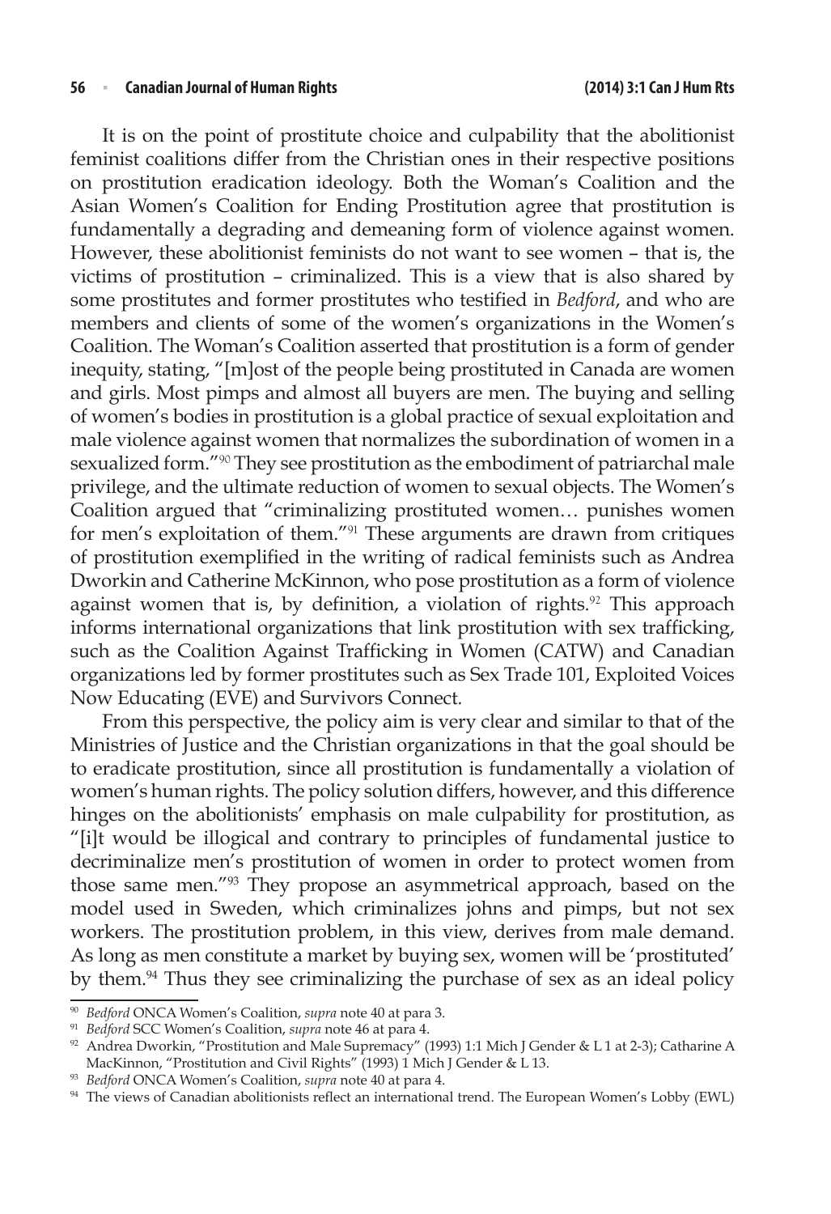It is on the point of prostitute choice and culpability that the abolitionist feminist coalitions differ from the Christian ones in their respective positions on prostitution eradication ideology. Both the Woman's Coalition and the Asian Women's Coalition for Ending Prostitution agree that prostitution is fundamentally a degrading and demeaning form of violence against women. However, these abolitionist feminists do not want to see women – that is, the victims of prostitution – criminalized. This is a view that is also shared by some prostitutes and former prostitutes who testified in *Bedford*, and who are members and clients of some of the women's organizations in the Women's Coalition. The Woman's Coalition asserted that prostitution is a form of gender inequity, stating, "[m]ost of the people being prostituted in Canada are women and girls. Most pimps and almost all buyers are men. The buying and selling of women's bodies in prostitution is a global practice of sexual exploitation and male violence against women that normalizes the subordination of women in a sexualized form."[90] They see prostitution as the embodiment of patriarchal male privilege, and the ultimate reduction of women to sexual objects. The Women's Coalition argued that "criminalizing prostituted women… punishes women for men's exploitation of them."[91] These arguments are drawn from critiques of prostitution exemplified in the writing of radical feminists such as Andrea Dworkin and Catherine McKinnon, who pose prostitution as a form of violence against women that is, by definition, a violation of rights.[92] This approach informs international organizations that link prostitution with sex trafficking, such as the Coalition Against Trafficking in Women (CATW) and Canadian organizations led by former prostitutes such as Sex Trade 101, Exploited Voices Now Educating (EVE) and Survivors Connect.

From this perspective, the policy aim is very clear and similar to that of the Ministries of Justice and the Christian organizations in that the goal should be to eradicate prostitution, since all prostitution is fundamentally a violation of women's human rights. The policy solution differs, however, and this difference hinges on the abolitionists' emphasis on male culpability for prostitution, as "[i]t would be illogical and contrary to principles of fundamental justice to decriminalize men's prostitution of women in order to protect women from those same men."[93] They propose an asymmetrical approach, based on the model used in Sweden, which criminalizes johns and pimps, but not sex workers. The prostitution problem, in this view, derives from male demand. As long as men constitute a market by buying sex, women will be 'prostituted' by them.[94] Thus they see criminalizing the purchase of sex as an ideal policy

---

[90] *Bedford* ONCA Women's Coalition, *supra* note 40 at para 3.

[91] *Bedford* SCC Women's Coalition, *supra* note 46 at para 4.

[92] Andrea Dworkin, "Prostitution and Male Supremacy" (1993) 1:1 Mich J Gender & L 1 at 2-3); Catharine A MacKinnon, "Prostitution and Civil Rights" (1993) 1 Mich J Gender & L 13.

[93] *Bedford* ONCA Women's Coalition, *supra* note 40 at para 4.

[94] The views of Canadian abolitionists reflect an international trend. The European Women's Lobby (EWL)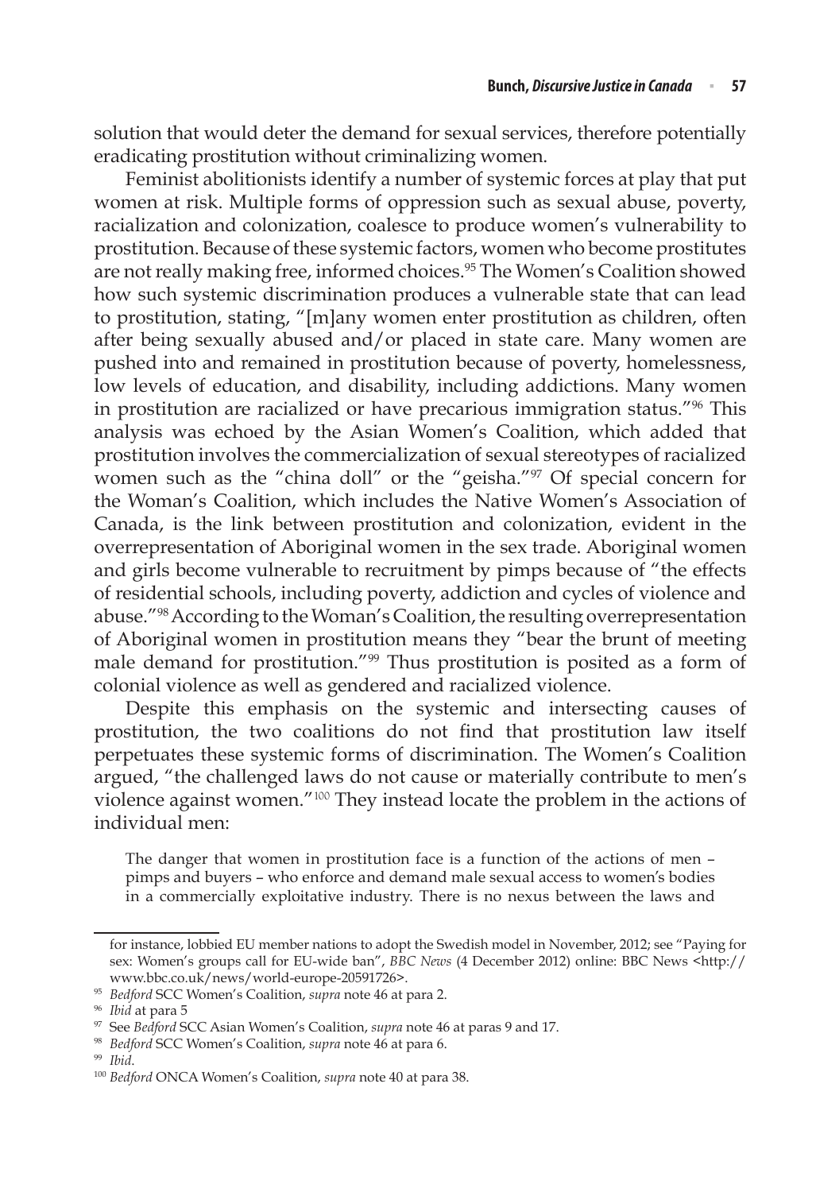solution that would deter the demand for sexual services, therefore potentially eradicating prostitution without criminalizing women.

Feminist abolitionists identify a number of systemic forces at play that put women at risk. Multiple forms of oppression such as sexual abuse, poverty, racialization and colonization, coalesce to produce women's vulnerability to prostitution. Because of these systemic factors, women who become prostitutes are not really making free, informed choices.[95] The Women's Coalition showed how such systemic discrimination produces a vulnerable state that can lead to prostitution, stating, "[m]any women enter prostitution as children, often after being sexually abused and/or placed in state care. Many women are pushed into and remained in prostitution because of poverty, homelessness, low levels of education, and disability, including addictions. Many women in prostitution are racialized or have precarious immigration status."[96] This analysis was echoed by the Asian Women's Coalition, which added that prostitution involves the commercialization of sexual stereotypes of racialized women such as the "china doll" or the "geisha."[97] Of special concern for the Woman's Coalition, which includes the Native Women's Association of Canada, is the link between prostitution and colonization, evident in the overrepresentation of Aboriginal women in the sex trade. Aboriginal women and girls become vulnerable to recruitment by pimps because of "the effects of residential schools, including poverty, addiction and cycles of violence and abuse."[98] According to the Woman's Coalition, the resulting overrepresentation of Aboriginal women in prostitution means they "bear the brunt of meeting male demand for prostitution."[99] Thus prostitution is posited as a form of colonial violence as well as gendered and racialized violence.

Despite this emphasis on the systemic and intersecting causes of prostitution, the two coalitions do not find that prostitution law itself perpetuates these systemic forms of discrimination. The Women's Coalition argued, "the challenged laws do not cause or materially contribute to men's violence against women."[100] They instead locate the problem in the actions of individual men:

> The danger that women in prostitution face is a function of the actions of men – pimps and buyers – who enforce and demand male sexual access to women's bodies in a commercially exploitative industry. There is no nexus between the laws and

---

for instance, lobbied EU member nations to adopt the Swedish model in November, 2012; see "Paying for sex: Women's groups call for EU-wide ban", *BBC News* (4 December 2012) online: BBC News <http://www.bbc.co.uk/news/world-europe-20591726>.

[95] *Bedford* SCC Women's Coalition, *supra* note 46 at para 2.

[96] *Ibid* at para 5

[97] See *Bedford* SCC Asian Women's Coalition, *supra* note 46 at paras 9 and 17.

[98] *Bedford* SCC Women's Coalition, *supra* note 46 at para 6.

[99] *Ibid*.

[100] *Bedford* ONCA Women's Coalition, *supra* note 40 at para 38.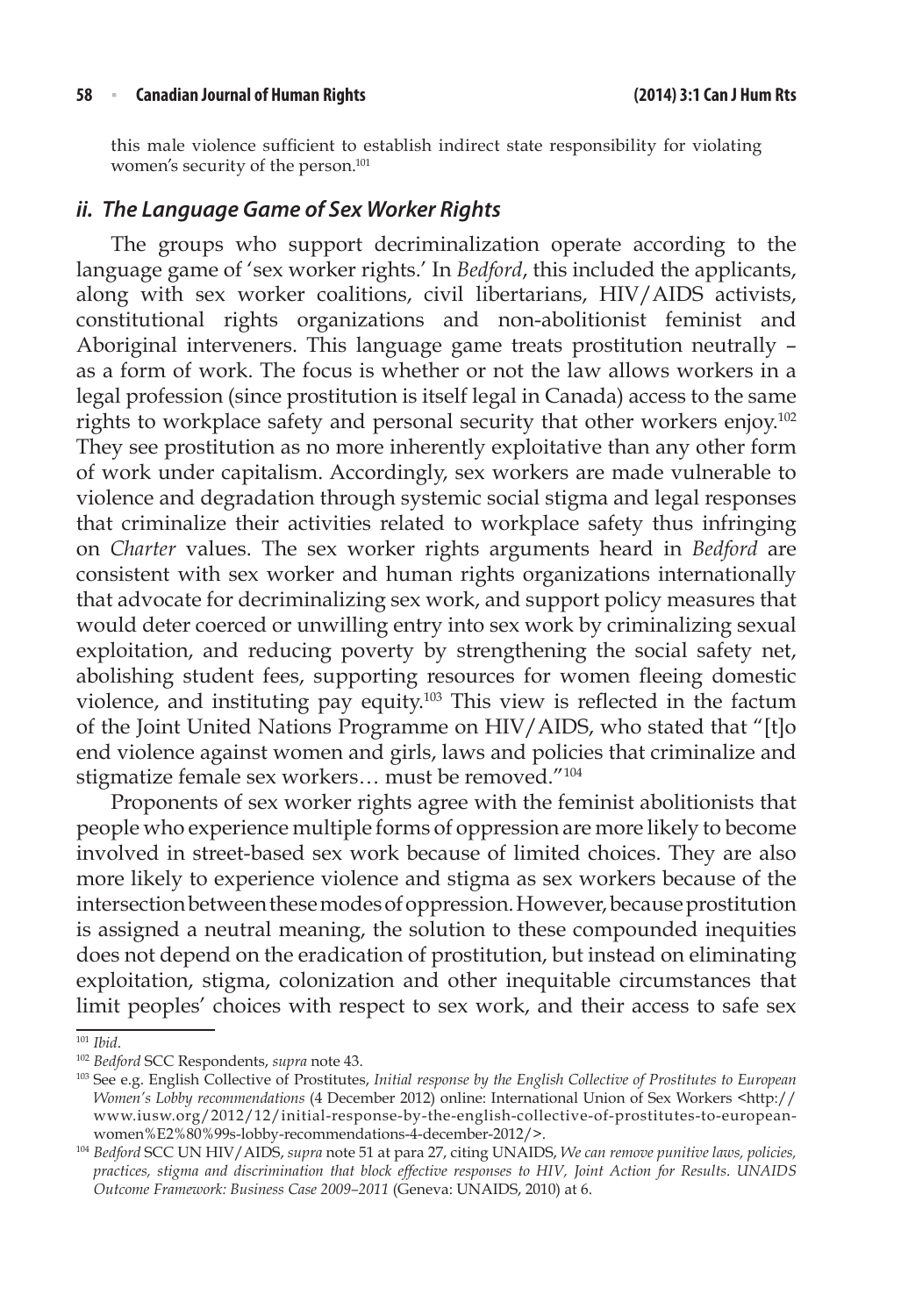this male violence sufficient to establish indirect state responsibility for violating women's security of the person.[101]

### *ii. The Language Game of Sex Worker Rights*

The groups who support decriminalization operate according to the language game of 'sex worker rights.' In *Bedford*, this included the applicants, along with sex worker coalitions, civil libertarians, HIV/AIDS activists, constitutional rights organizations and non-abolitionist feminist and Aboriginal interveners. This language game treats prostitution neutrally – as a form of work. The focus is whether or not the law allows workers in a legal profession (since prostitution is itself legal in Canada) access to the same rights to workplace safety and personal security that other workers enjoy.[102] They see prostitution as no more inherently exploitative than any other form of work under capitalism. Accordingly, sex workers are made vulnerable to violence and degradation through systemic social stigma and legal responses that criminalize their activities related to workplace safety thus infringing on *Charter* values. The sex worker rights arguments heard in *Bedford* are consistent with sex worker and human rights organizations internationally that advocate for decriminalizing sex work, and support policy measures that would deter coerced or unwilling entry into sex work by criminalizing sexual exploitation, and reducing poverty by strengthening the social safety net, abolishing student fees, supporting resources for women fleeing domestic violence, and instituting pay equity.[103] This view is reflected in the factum of the Joint United Nations Programme on HIV/AIDS, who stated that "[t]o end violence against women and girls, laws and policies that criminalize and stigmatize female sex workers… must be removed."[104]

Proponents of sex worker rights agree with the feminist abolitionists that people who experience multiple forms of oppression are more likely to become involved in street-based sex work because of limited choices. They are also more likely to experience violence and stigma as sex workers because of the intersection between these modes of oppression. However, because prostitution is assigned a neutral meaning, the solution to these compounded inequities does not depend on the eradication of prostitution, but instead on eliminating exploitation, stigma, colonization and other inequitable circumstances that limit peoples' choices with respect to sex work, and their access to safe sex

---

[101] *Ibid*.

[102] *Bedford* SCC Respondents, *supra* note 43.

[103] See e.g. English Collective of Prostitutes, *Initial response by the English Collective of Prostitutes to European Women's Lobby recommendations* (4 December 2012) online: International Union of Sex Workers <http://www.iusw.org/2012/12/initial-response-by-the-english-collective-of-prostitutes-to-european-women%E2%80%99s-lobby-recommendations-4-december-2012/>.

[104] *Bedford* SCC UN HIV/AIDS, *supra* note 51 at para 27, citing UNAIDS, *We can remove punitive laws, policies, practices, stigma and discrimination that block effective responses to HIV, Joint Action for Results. UNAIDS Outcome Framework: Business Case 2009–2011* (Geneva: UNAIDS, 2010) at 6.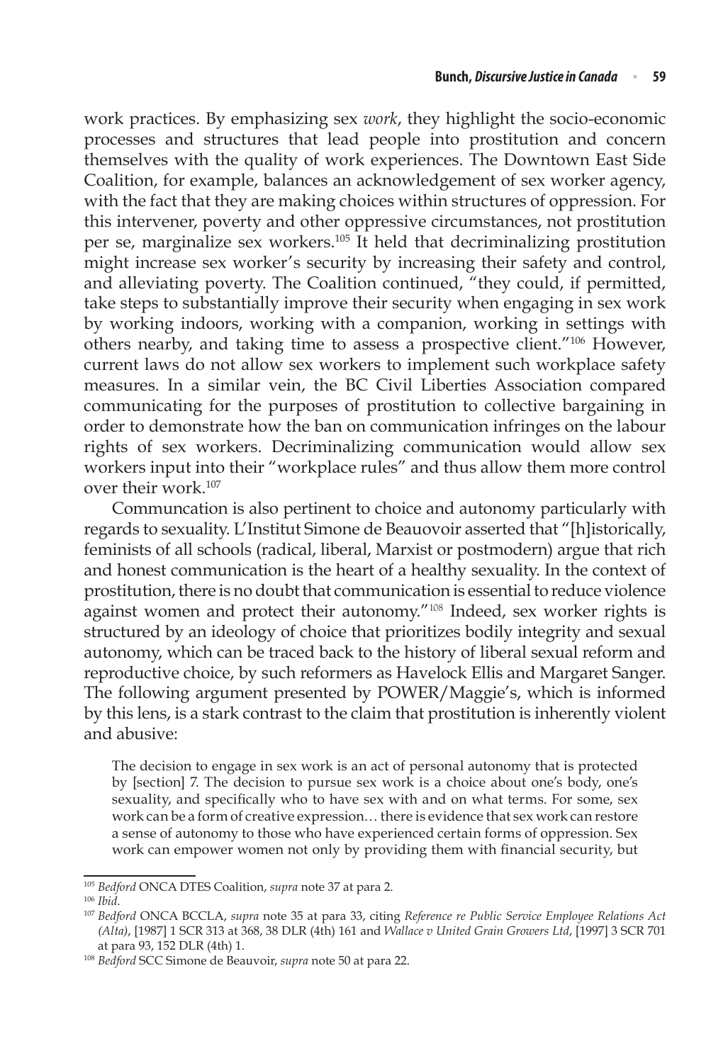work practices. By emphasizing sex *work*, they highlight the socio-economic processes and structures that lead people into prostitution and concern themselves with the quality of work experiences. The Downtown East Side Coalition, for example, balances an acknowledgement of sex worker agency, with the fact that they are making choices within structures of oppression. For this intervener, poverty and other oppressive circumstances, not prostitution per se, marginalize sex workers.[105] It held that decriminalizing prostitution might increase sex worker's security by increasing their safety and control, and alleviating poverty. The Coalition continued, "they could, if permitted, take steps to substantially improve their security when engaging in sex work by working indoors, working with a companion, working in settings with others nearby, and taking time to assess a prospective client."[106] However, current laws do not allow sex workers to implement such workplace safety measures. In a similar vein, the BC Civil Liberties Association compared communicating for the purposes of prostitution to collective bargaining in order to demonstrate how the ban on communication infringes on the labour rights of sex workers. Decriminalizing communication would allow sex workers input into their "workplace rules" and thus allow them more control over their work.[107]

Communcation is also pertinent to choice and autonomy particularly with regards to sexuality. L'Institut Simone de Beauovoir asserted that "[h]istorically, feminists of all schools (radical, liberal, Marxist or postmodern) argue that rich and honest communication is the heart of a healthy sexuality. In the context of prostitution, there is no doubt that communication is essential to reduce violence against women and protect their autonomy."[108] Indeed, sex worker rights is structured by an ideology of choice that prioritizes bodily integrity and sexual autonomy, which can be traced back to the history of liberal sexual reform and reproductive choice, by such reformers as Havelock Ellis and Margaret Sanger. The following argument presented by POWER/Maggie's, which is informed by this lens, is a stark contrast to the claim that prostitution is inherently violent and abusive:

> The decision to engage in sex work is an act of personal autonomy that is protected by [section] 7. The decision to pursue sex work is a choice about one's body, one's sexuality, and specifically who to have sex with and on what terms. For some, sex work can be a form of creative expression… there is evidence that sex work can restore a sense of autonomy to those who have experienced certain forms of oppression. Sex work can empower women not only by providing them with financial security, but

---

[105] *Bedford* ONCA DTES Coalition, *supra* note 37 at para 2.

[106] *Ibid*.

[107] *Bedford* ONCA BCCLA, *supra* note 35 at para 33, citing *Reference re Public Service Employee Relations Act (Alta)*, [1987] 1 SCR 313 at 368, 38 DLR (4th) 161 and *Wallace v United Grain Growers Ltd*, [1997] 3 SCR 701 at para 93, 152 DLR (4th) 1.

[108] *Bedford* SCC Simone de Beauvoir, *supra* note 50 at para 22.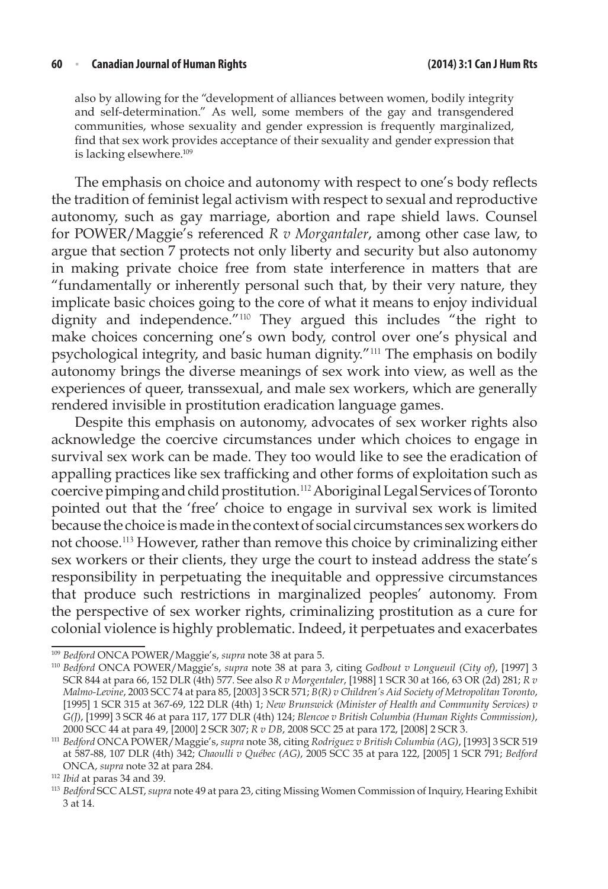also by allowing for the "development of alliances between women, bodily integrity and self-determination." As well, some members of the gay and transgendered communities, whose sexuality and gender expression is frequently marginalized, find that sex work provides acceptance of their sexuality and gender expression that is lacking elsewhere.[109]

The emphasis on choice and autonomy with respect to one's body reflects the tradition of feminist legal activism with respect to sexual and reproductive autonomy, such as gay marriage, abortion and rape shield laws. Counsel for POWER/Maggie's referenced *R v Morgantaler*, among other case law, to argue that section 7 protects not only liberty and security but also autonomy in making private choice free from state interference in matters that are "fundamentally or inherently personal such that, by their very nature, they implicate basic choices going to the core of what it means to enjoy individual dignity and independence."[110] They argued this includes "the right to make choices concerning one's own body, control over one's physical and psychological integrity, and basic human dignity."[111] The emphasis on bodily autonomy brings the diverse meanings of sex work into view, as well as the experiences of queer, transsexual, and male sex workers, which are generally rendered invisible in prostitution eradication language games.

Despite this emphasis on autonomy, advocates of sex worker rights also acknowledge the coercive circumstances under which choices to engage in survival sex work can be made. They too would like to see the eradication of appalling practices like sex trafficking and other forms of exploitation such as coercive pimping and child prostitution.[112] Aboriginal Legal Services of Toronto pointed out that the 'free' choice to engage in survival sex work is limited because the choice is made in the context of social circumstances sex workers do not choose.[113] However, rather than remove this choice by criminalizing either sex workers or their clients, they urge the court to instead address the state's responsibility in perpetuating the inequitable and oppressive circumstances that produce such restrictions in marginalized peoples' autonomy. From the perspective of sex worker rights, criminalizing prostitution as a cure for colonial violence is highly problematic. Indeed, it perpetuates and exacerbates

---

[109] *Bedford* ONCA POWER/Maggie's, *supra* note 38 at para 5.

[110] *Bedford* ONCA POWER/Maggie's, *supra* note 38 at para 3, citing *Godbout v Longueuil (City of)*, [1997] 3 SCR 844 at para 66, 152 DLR (4th) 577. See also *R v Morgentaler*, [1988] 1 SCR 30 at 166, 63 OR (2d) 281; *R v Malmo-Levine*, 2003 SCC 74 at para 85, [2003] 3 SCR 571; *B(R) v Children's Aid Society of Metropolitan Toronto*, [1995] 1 SCR 315 at 367-69, 122 DLR (4th) 1; *New Brunswick (Minister of Health and Community Services) v G(J)*, [1999] 3 SCR 46 at para 117, 177 DLR (4th) 124; *Blencoe v British Columbia (Human Rights Commission)*, 2000 SCC 44 at para 49, [2000] 2 SCR 307; *R v DB*, 2008 SCC 25 at para 172, [2008] 2 SCR 3.

[111] *Bedford* ONCA POWER/Maggie's, *supra* note 38, citing *Rodriguez v British Columbia (AG)*, [1993] 3 SCR 519 at 587-88, 107 DLR (4th) 342; *Chaoulli v Québec (AG)*, 2005 SCC 35 at para 122, [2005] 1 SCR 791; *Bedford* ONCA, *supra* note 32 at para 284.

[112] *Ibid* at paras 34 and 39.

[113] *Bedford* SCC ALST, *supra* note 49 at para 23, citing Missing Women Commission of Inquiry, Hearing Exhibit 3 at 14.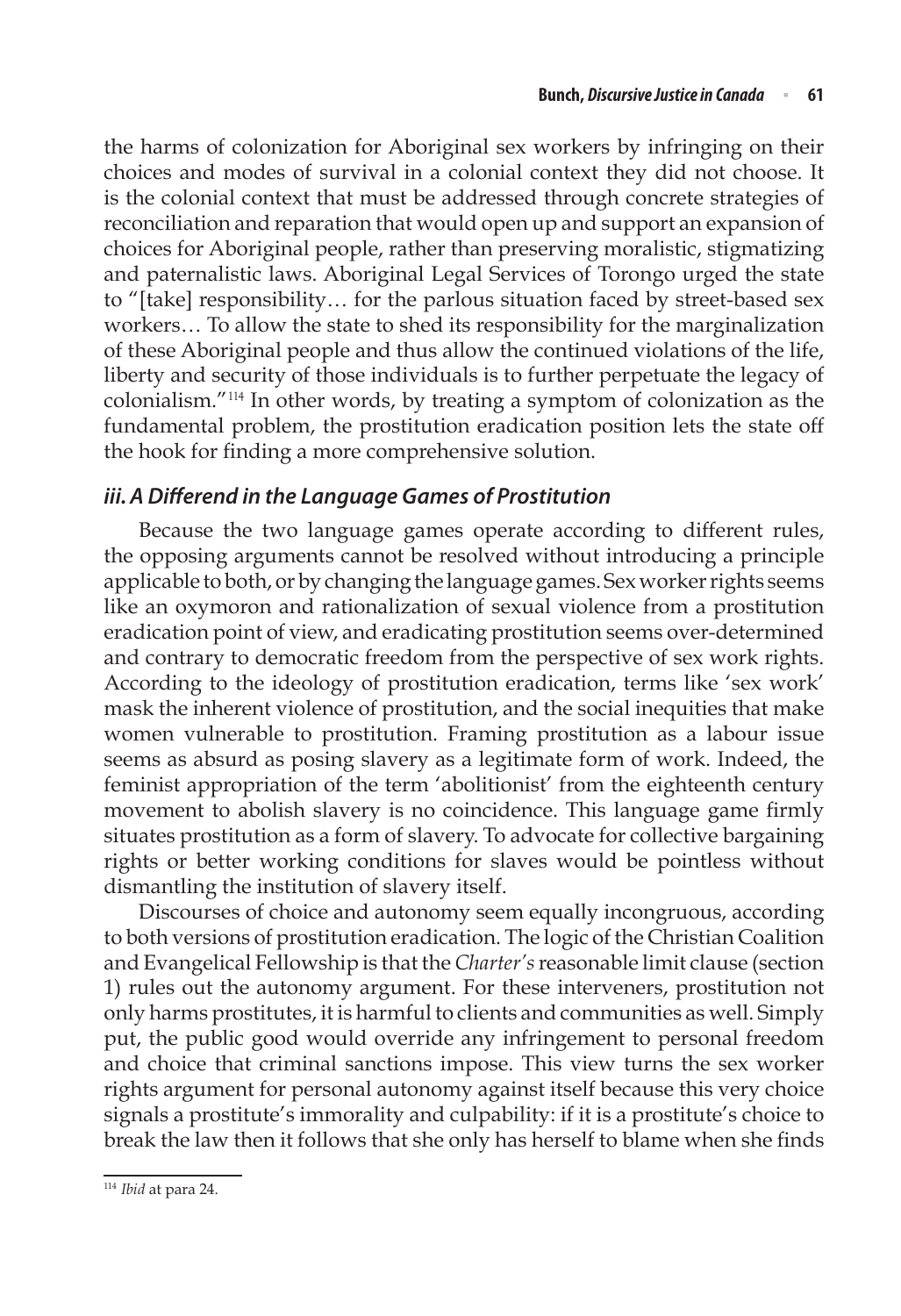the harms of colonization for Aboriginal sex workers by infringing on their choices and modes of survival in a colonial context they did not choose. It is the colonial context that must be addressed through concrete strategies of reconciliation and reparation that would open up and support an expansion of choices for Aboriginal people, rather than preserving moralistic, stigmatizing and paternalistic laws. Aboriginal Legal Services of Torongo urged the state to "[take] responsibility… for the parlous situation faced by street-based sex workers… To allow the state to shed its responsibility for the marginalization of these Aboriginal people and thus allow the continued violations of the life, liberty and security of those individuals is to further perpetuate the legacy of colonialism."[114] In other words, by treating a symptom of colonization as the fundamental problem, the prostitution eradication position lets the state off the hook for finding a more comprehensive solution.

### *iii. A Differend in the Language Games of Prostitution*

Because the two language games operate according to different rules, the opposing arguments cannot be resolved without introducing a principle applicable to both, or by changing the language games. Sex worker rights seems like an oxymoron and rationalization of sexual violence from a prostitution eradication point of view, and eradicating prostitution seems over-determined and contrary to democratic freedom from the perspective of sex work rights. According to the ideology of prostitution eradication, terms like 'sex work' mask the inherent violence of prostitution, and the social inequities that make women vulnerable to prostitution. Framing prostitution as a labour issue seems as absurd as posing slavery as a legitimate form of work. Indeed, the feminist appropriation of the term 'abolitionist' from the eighteenth century movement to abolish slavery is no coincidence. This language game firmly situates prostitution as a form of slavery. To advocate for collective bargaining rights or better working conditions for slaves would be pointless without dismantling the institution of slavery itself.

Discourses of choice and autonomy seem equally incongruous, according to both versions of prostitution eradication. The logic of the Christian Coalition and Evangelical Fellowship is that the *Charter's* reasonable limit clause (section 1) rules out the autonomy argument. For these interveners, prostitution not only harms prostitutes, it is harmful to clients and communities as well. Simply put, the public good would override any infringement to personal freedom and choice that criminal sanctions impose. This view turns the sex worker rights argument for personal autonomy against itself because this very choice signals a prostitute's immorality and culpability: if it is a prostitute's choice to break the law then it follows that she only has herself to blame when she finds

---

[114] *Ibid* at para 24.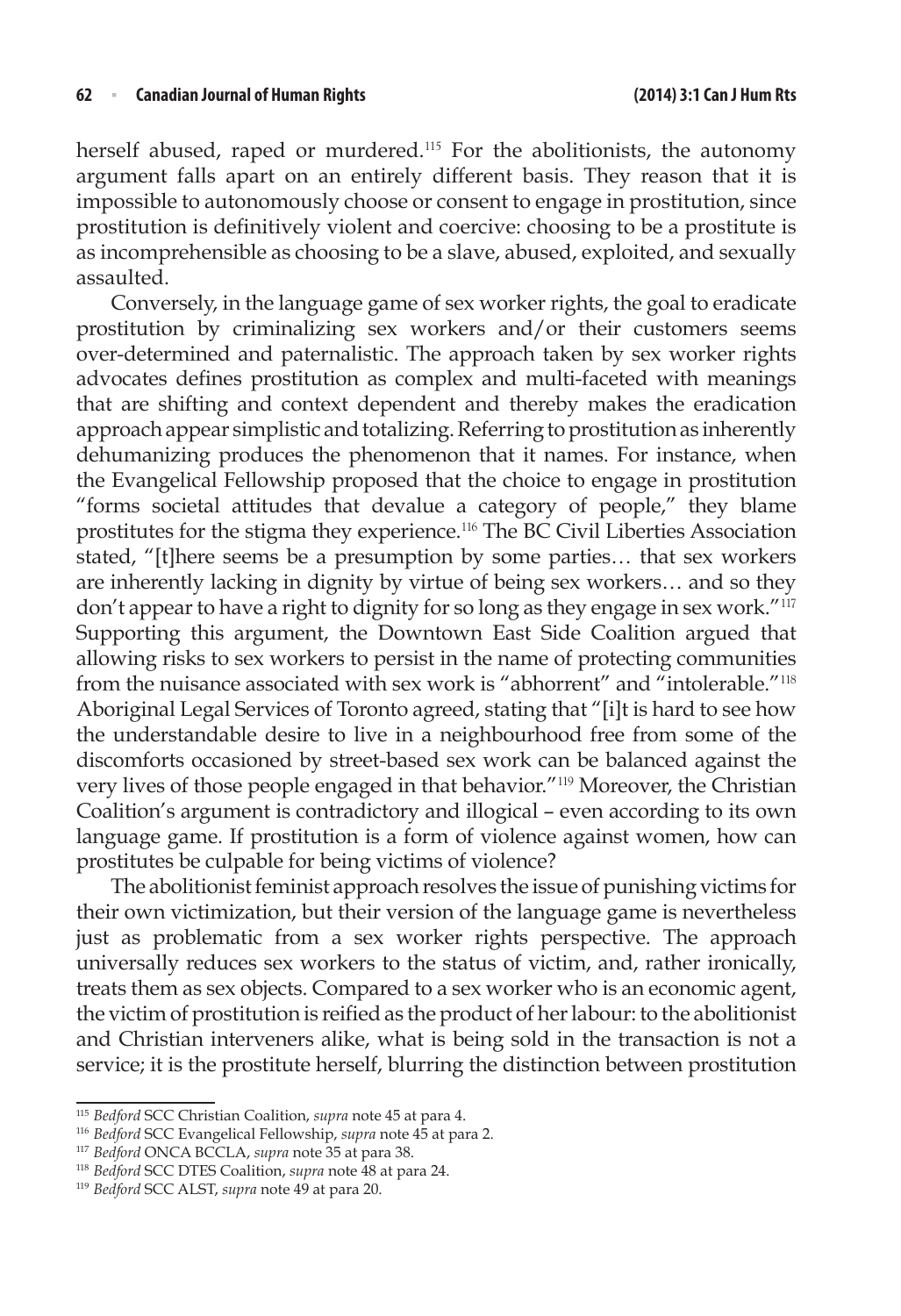herself abused, raped or murdered.[115] For the abolitionists, the autonomy argument falls apart on an entirely different basis. They reason that it is impossible to autonomously choose or consent to engage in prostitution, since prostitution is definitively violent and coercive: choosing to be a prostitute is as incomprehensible as choosing to be a slave, abused, exploited, and sexually assaulted.

Conversely, in the language game of sex worker rights, the goal to eradicate prostitution by criminalizing sex workers and/or their customers seems over-determined and paternalistic. The approach taken by sex worker rights advocates defines prostitution as complex and multi-faceted with meanings that are shifting and context dependent and thereby makes the eradication approach appear simplistic and totalizing. Referring to prostitution as inherently dehumanizing produces the phenomenon that it names. For instance, when the Evangelical Fellowship proposed that the choice to engage in prostitution "forms societal attitudes that devalue a category of people," they blame prostitutes for the stigma they experience.[116] The BC Civil Liberties Association stated, "[t]here seems be a presumption by some parties… that sex workers are inherently lacking in dignity by virtue of being sex workers… and so they don't appear to have a right to dignity for so long as they engage in sex work."[117] Supporting this argument, the Downtown East Side Coalition argued that allowing risks to sex workers to persist in the name of protecting communities from the nuisance associated with sex work is "abhorrent" and "intolerable."[118] Aboriginal Legal Services of Toronto agreed, stating that "[i]t is hard to see how the understandable desire to live in a neighbourhood free from some of the discomforts occasioned by street-based sex work can be balanced against the very lives of those people engaged in that behavior."[119] Moreover, the Christian Coalition's argument is contradictory and illogical – even according to its own language game. If prostitution is a form of violence against women, how can prostitutes be culpable for being victims of violence?

The abolitionist feminist approach resolves the issue of punishing victims for their own victimization, but their version of the language game is nevertheless just as problematic from a sex worker rights perspective. The approach universally reduces sex workers to the status of victim, and, rather ironically, treats them as sex objects. Compared to a sex worker who is an economic agent, the victim of prostitution is reified as the product of her labour: to the abolitionist and Christian interveners alike, what is being sold in the transaction is not a service; it is the prostitute herself, blurring the distinction between prostitution

---

[115] *Bedford* SCC Christian Coalition, *supra* note 45 at para 4.

[116] *Bedford* SCC Evangelical Fellowship, *supra* note 45 at para 2.

[117] *Bedford* ONCA BCCLA, *supra* note 35 at para 38.

[118] *Bedford* SCC DTES Coalition, *supra* note 48 at para 24.

[119] *Bedford* SCC ALST, *supra* note 49 at para 20.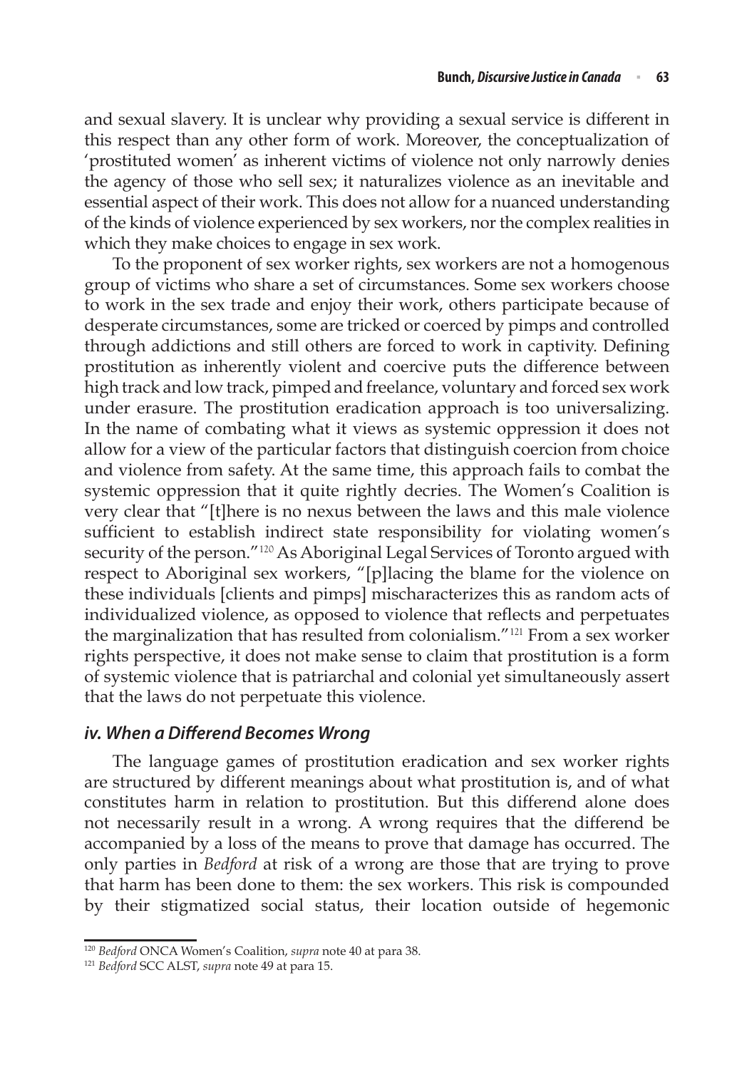and sexual slavery. It is unclear why providing a sexual service is different in this respect than any other form of work. Moreover, the conceptualization of 'prostituted women' as inherent victims of violence not only narrowly denies the agency of those who sell sex; it naturalizes violence as an inevitable and essential aspect of their work. This does not allow for a nuanced understanding of the kinds of violence experienced by sex workers, nor the complex realities in which they make choices to engage in sex work.

To the proponent of sex worker rights, sex workers are not a homogenous group of victims who share a set of circumstances. Some sex workers choose to work in the sex trade and enjoy their work, others participate because of desperate circumstances, some are tricked or coerced by pimps and controlled through addictions and still others are forced to work in captivity. Defining prostitution as inherently violent and coercive puts the difference between high track and low track, pimped and freelance, voluntary and forced sex work under erasure. The prostitution eradication approach is too universalizing. In the name of combating what it views as systemic oppression it does not allow for a view of the particular factors that distinguish coercion from choice and violence from safety. At the same time, this approach fails to combat the systemic oppression that it quite rightly decries. The Women's Coalition is very clear that "[t]here is no nexus between the laws and this male violence sufficient to establish indirect state responsibility for violating women's security of the person."[120] As Aboriginal Legal Services of Toronto argued with respect to Aboriginal sex workers, "[p]lacing the blame for the violence on these individuals [clients and pimps] mischaracterizes this as random acts of individualized violence, as opposed to violence that reflects and perpetuates the marginalization that has resulted from colonialism."[121] From a sex worker rights perspective, it does not make sense to claim that prostitution is a form of systemic violence that is patriarchal and colonial yet simultaneously assert that the laws do not perpetuate this violence.

### *iv. When a Differend Becomes Wrong*

The language games of prostitution eradication and sex worker rights are structured by different meanings about what prostitution is, and of what constitutes harm in relation to prostitution. But this differend alone does not necessarily result in a wrong. A wrong requires that the differend be accompanied by a loss of the means to prove that damage has occurred. The only parties in *Bedford* at risk of a wrong are those that are trying to prove that harm has been done to them: the sex workers. This risk is compounded by their stigmatized social status, their location outside of hegemonic

---

[120] *Bedford* ONCA Women's Coalition, *supra* note 40 at para 38.

[121] *Bedford* SCC ALST, *supra* note 49 at para 15.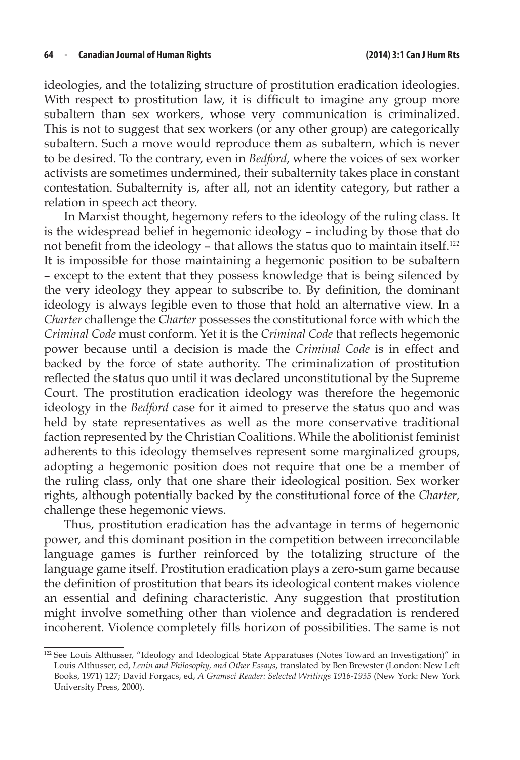ideologies, and the totalizing structure of prostitution eradication ideologies. With respect to prostitution law, it is difficult to imagine any group more subaltern than sex workers, whose very communication is criminalized. This is not to suggest that sex workers (or any other group) are categorically subaltern. Such a move would reproduce them as subaltern, which is never to be desired. To the contrary, even in *Bedford*, where the voices of sex worker activists are sometimes undermined, their subalternity takes place in constant contestation. Subalternity is, after all, not an identity category, but rather a relation in speech act theory.

In Marxist thought, hegemony refers to the ideology of the ruling class. It is the widespread belief in hegemonic ideology – including by those that do not benefit from the ideology – that allows the status quo to maintain itself.[122] It is impossible for those maintaining a hegemonic position to be subaltern – except to the extent that they possess knowledge that is being silenced by the very ideology they appear to subscribe to. By definition, the dominant ideology is always legible even to those that hold an alternative view. In a *Charter* challenge the *Charter* possesses the constitutional force with which the *Criminal Code* must conform. Yet it is the *Criminal Code* that reflects hegemonic power because until a decision is made the *Criminal Code* is in effect and backed by the force of state authority. The criminalization of prostitution reflected the status quo until it was declared unconstitutional by the Supreme Court. The prostitution eradication ideology was therefore the hegemonic ideology in the *Bedford* case for it aimed to preserve the status quo and was held by state representatives as well as the more conservative traditional faction represented by the Christian Coalitions. While the abolitionist feminist adherents to this ideology themselves represent some marginalized groups, adopting a hegemonic position does not require that one be a member of the ruling class, only that one share their ideological position. Sex worker rights, although potentially backed by the constitutional force of the *Charter*, challenge these hegemonic views.

Thus, prostitution eradication has the advantage in terms of hegemonic power, and this dominant position in the competition between irreconcilable language games is further reinforced by the totalizing structure of the language game itself. Prostitution eradication plays a zero-sum game because the definition of prostitution that bears its ideological content makes violence an essential and defining characteristic. Any suggestion that prostitution might involve something other than violence and degradation is rendered incoherent. Violence completely fills horizon of possibilities. The same is not

---

[122] See Louis Althusser, "Ideology and Ideological State Apparatuses (Notes Toward an Investigation)" in Louis Althusser, ed, *Lenin and Philosophy, and Other Essays*, translated by Ben Brewster (London: New Left Books, 1971) 127; David Forgacs, ed, *A Gramsci Reader: Selected Writings 1916-1935* (New York: New York University Press, 2000).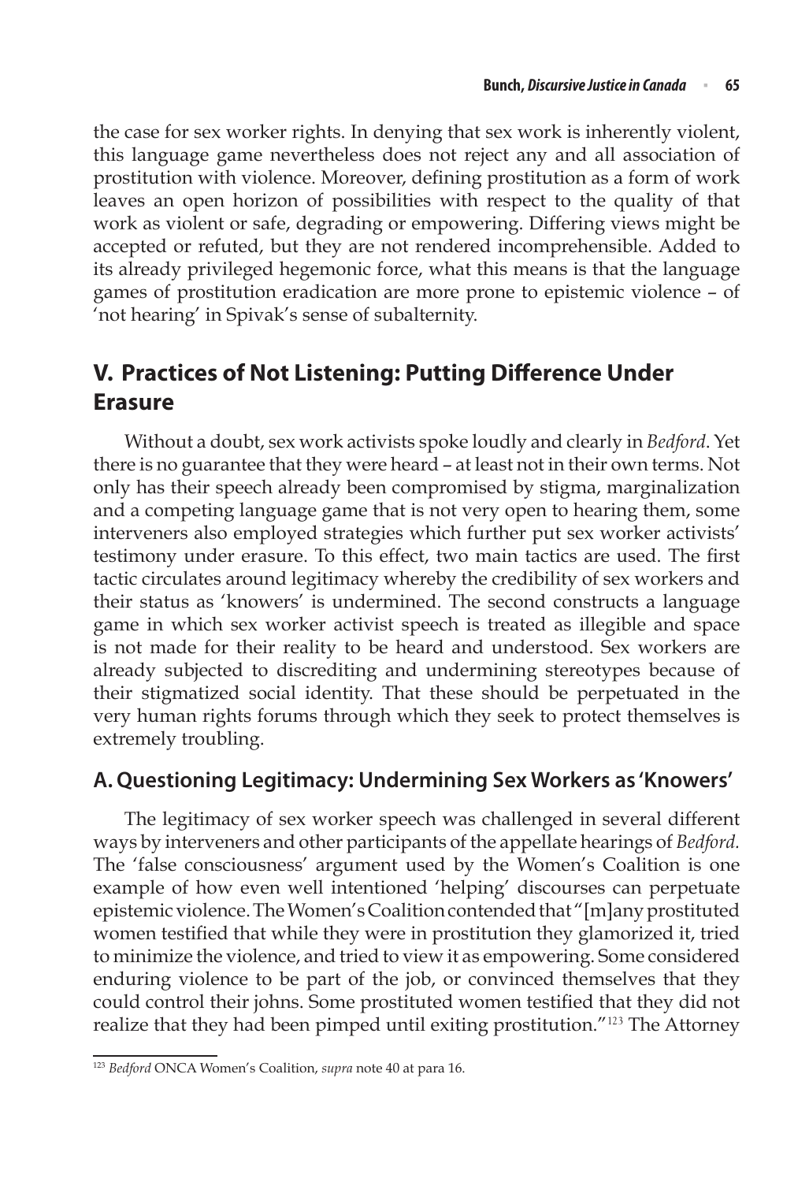the case for sex worker rights. In denying that sex work is inherently violent, this language game nevertheless does not reject any and all association of prostitution with violence. Moreover, defining prostitution as a form of work leaves an open horizon of possibilities with respect to the quality of that work as violent or safe, degrading or empowering. Differing views might be accepted or refuted, but they are not rendered incomprehensible. Added to its already privileged hegemonic force, what this means is that the language games of prostitution eradication are more prone to epistemic violence – of 'not hearing' in Spivak's sense of subalternity.

## V. Practices of Not Listening: Putting Difference Under Erasure

Without a doubt, sex work activists spoke loudly and clearly in *Bedford*. Yet there is no guarantee that they were heard – at least not in their own terms. Not only has their speech already been compromised by stigma, marginalization and a competing language game that is not very open to hearing them, some interveners also employed strategies which further put sex worker activists' testimony under erasure. To this effect, two main tactics are used. The first tactic circulates around legitimacy whereby the credibility of sex workers and their status as 'knowers' is undermined. The second constructs a language game in which sex worker activist speech is treated as illegible and space is not made for their reality to be heard and understood. Sex workers are already subjected to discrediting and undermining stereotypes because of their stigmatized social identity. That these should be perpetuated in the very human rights forums through which they seek to protect themselves is extremely troubling.

### A. Questioning Legitimacy: Undermining Sex Workers as 'Knowers'

The legitimacy of sex worker speech was challenged in several different ways by interveners and other participants of the appellate hearings of *Bedford.* The 'false consciousness' argument used by the Women's Coalition is one example of how even well intentioned 'helping' discourses can perpetuate epistemic violence. The Women's Coalition contended that "[m]any prostituted women testified that while they were in prostitution they glamorized it, tried to minimize the violence, and tried to view it as empowering. Some considered enduring violence to be part of the job, or convinced themselves that they could control their johns. Some prostituted women testified that they did not realize that they had been pimped until exiting prostitution."[123] The Attorney

[123] *Bedford* ONCA Women's Coalition, *supra* note 40 at para 16.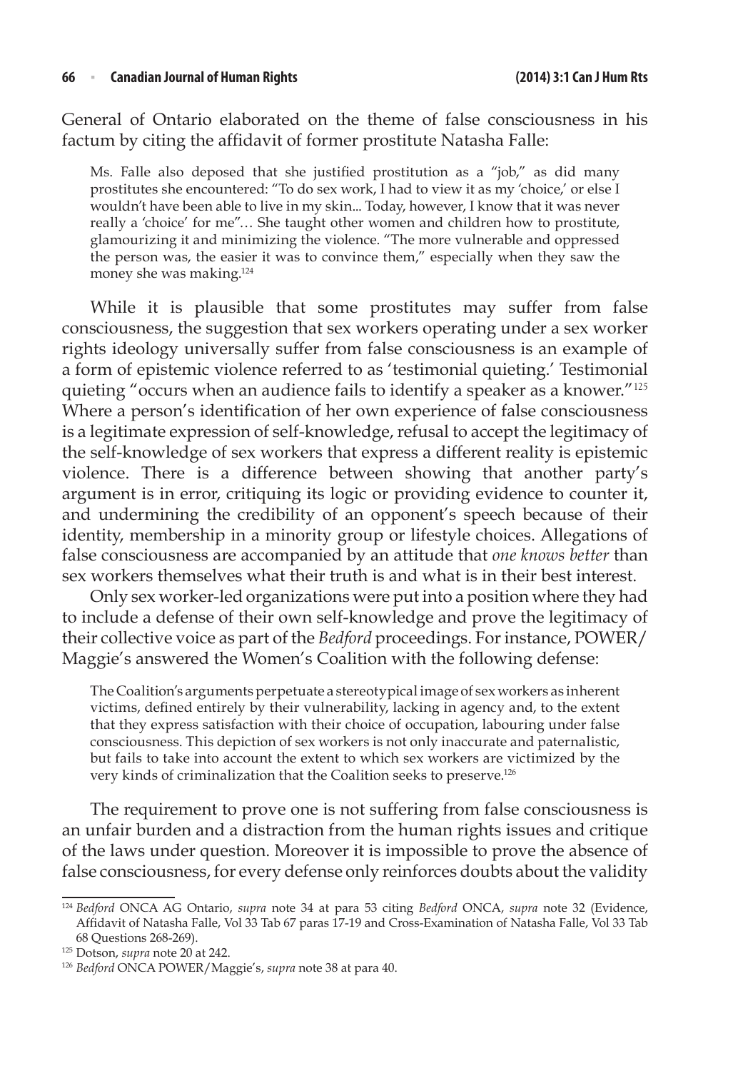General of Ontario elaborated on the theme of false consciousness in his factum by citing the affidavit of former prostitute Natasha Falle:

> Ms. Falle also deposed that she justified prostitution as a "job," as did many prostitutes she encountered: "To do sex work, I had to view it as my 'choice,' or else I wouldn't have been able to live in my skin... Today, however, I know that it was never really a 'choice' for me"… She taught other women and children how to prostitute, glamourizing it and minimizing the violence. "The more vulnerable and oppressed the person was, the easier it was to convince them," especially when they saw the money she was making.[124]

While it is plausible that some prostitutes may suffer from false consciousness, the suggestion that sex workers operating under a sex worker rights ideology universally suffer from false consciousness is an example of a form of epistemic violence referred to as 'testimonial quieting.' Testimonial quieting "occurs when an audience fails to identify a speaker as a knower."[125] Where a person's identification of her own experience of false consciousness is a legitimate expression of self-knowledge, refusal to accept the legitimacy of the self-knowledge of sex workers that express a different reality is epistemic violence. There is a difference between showing that another party's argument is in error, critiquing its logic or providing evidence to counter it, and undermining the credibility of an opponent's speech because of their identity, membership in a minority group or lifestyle choices. Allegations of false consciousness are accompanied by an attitude that *one knows better* than sex workers themselves what their truth is and what is in their best interest.

Only sex worker-led organizations were put into a position where they had to include a defense of their own self-knowledge and prove the legitimacy of their collective voice as part of the *Bedford* proceedings. For instance, POWER/Maggie's answered the Women's Coalition with the following defense:

> The Coalition's arguments perpetuate a stereotypical image of sex workers as inherent victims, defined entirely by their vulnerability, lacking in agency and, to the extent that they express satisfaction with their choice of occupation, labouring under false consciousness. This depiction of sex workers is not only inaccurate and paternalistic, but fails to take into account the extent to which sex workers are victimized by the very kinds of criminalization that the Coalition seeks to preserve.[126]

The requirement to prove one is not suffering from false consciousness is an unfair burden and a distraction from the human rights issues and critique of the laws under question. Moreover it is impossible to prove the absence of false consciousness, for every defense only reinforces doubts about the validity

---

[124] *Bedford* ONCA AG Ontario, *supra* note 34 at para 53 citing *Bedford* ONCA, *supra* note 32 (Evidence, Affidavit of Natasha Falle, Vol 33 Tab 67 paras 17-19 and Cross-Examination of Natasha Falle, Vol 33 Tab 68 Questions 268-269).

[125] Dotson, *supra* note 20 at 242.

[126] *Bedford* ONCA POWER/Maggie's, *supra* note 38 at para 40.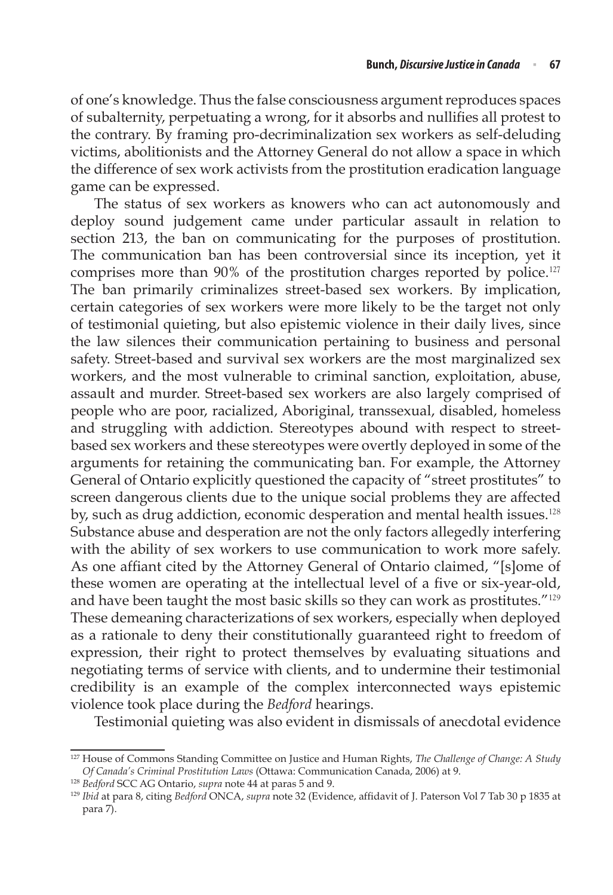of one's knowledge. Thus the false consciousness argument reproduces spaces of subalternity, perpetuating a wrong, for it absorbs and nullifies all protest to the contrary. By framing pro-decriminalization sex workers as self-deluding victims, abolitionists and the Attorney General do not allow a space in which the difference of sex work activists from the prostitution eradication language game can be expressed.

The status of sex workers as knowers who can act autonomously and deploy sound judgement came under particular assault in relation to section 213, the ban on communicating for the purposes of prostitution. The communication ban has been controversial since its inception, yet it comprises more than 90% of the prostitution charges reported by police.[127] The ban primarily criminalizes street-based sex workers. By implication, certain categories of sex workers were more likely to be the target not only of testimonial quieting, but also epistemic violence in their daily lives, since the law silences their communication pertaining to business and personal safety. Street-based and survival sex workers are the most marginalized sex workers, and the most vulnerable to criminal sanction, exploitation, abuse, assault and murder. Street-based sex workers are also largely comprised of people who are poor, racialized, Aboriginal, transsexual, disabled, homeless and struggling with addiction. Stereotypes abound with respect to street-based sex workers and these stereotypes were overtly deployed in some of the arguments for retaining the communicating ban. For example, the Attorney General of Ontario explicitly questioned the capacity of "street prostitutes" to screen dangerous clients due to the unique social problems they are affected by, such as drug addiction, economic desperation and mental health issues.[128] Substance abuse and desperation are not the only factors allegedly interfering with the ability of sex workers to use communication to work more safely. As one affiant cited by the Attorney General of Ontario claimed, "[s]ome of these women are operating at the intellectual level of a five or six-year-old, and have been taught the most basic skills so they can work as prostitutes."[129] These demeaning characterizations of sex workers, especially when deployed as a rationale to deny their constitutionally guaranteed right to freedom of expression, their right to protect themselves by evaluating situations and negotiating terms of service with clients, and to undermine their testimonial credibility is an example of the complex interconnected ways epistemic violence took place during the *Bedford* hearings.

Testimonial quieting was also evident in dismissals of anecdotal evidence

---

[127] House of Commons Standing Committee on Justice and Human Rights, *The Challenge of Change: A Study Of Canada's Criminal Prostitution Laws* (Ottawa: Communication Canada, 2006) at 9.

[128] *Bedford* SCC AG Ontario, *supra* note 44 at paras 5 and 9.

[129] *Ibid* at para 8, citing *Bedford* ONCA, *supra* note 32 (Evidence, affidavit of J. Paterson Vol 7 Tab 30 p 1835 at para 7).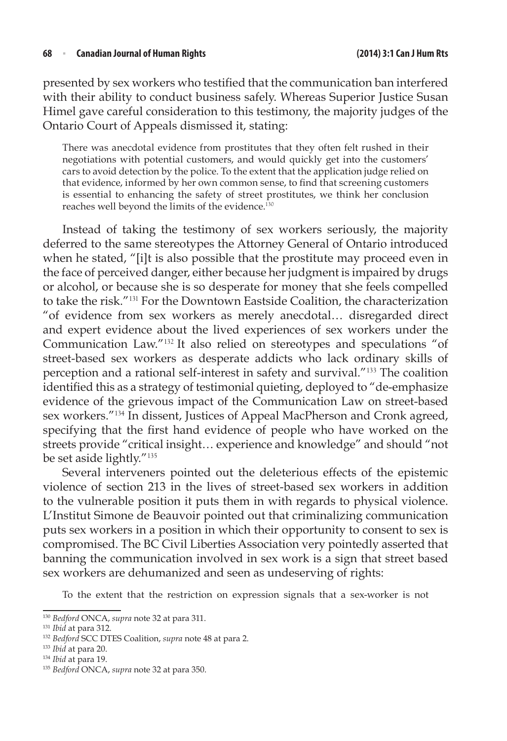presented by sex workers who testified that the communication ban interfered with their ability to conduct business safely. Whereas Superior Justice Susan Himel gave careful consideration to this testimony, the majority judges of the Ontario Court of Appeals dismissed it, stating:

> There was anecdotal evidence from prostitutes that they often felt rushed in their negotiations with potential customers, and would quickly get into the customers' cars to avoid detection by the police. To the extent that the application judge relied on that evidence, informed by her own common sense, to find that screening customers is essential to enhancing the safety of street prostitutes, we think her conclusion reaches well beyond the limits of the evidence.[130]

Instead of taking the testimony of sex workers seriously, the majority deferred to the same stereotypes the Attorney General of Ontario introduced when he stated, "[i]t is also possible that the prostitute may proceed even in the face of perceived danger, either because her judgment is impaired by drugs or alcohol, or because she is so desperate for money that she feels compelled to take the risk."[131] For the Downtown Eastside Coalition, the characterization "of evidence from sex workers as merely anecdotal… disregarded direct and expert evidence about the lived experiences of sex workers under the Communication Law."[132] It also relied on stereotypes and speculations "of street-based sex workers as desperate addicts who lack ordinary skills of perception and a rational self-interest in safety and survival."[133] The coalition identified this as a strategy of testimonial quieting, deployed to "de-emphasize evidence of the grievous impact of the Communication Law on street-based sex workers."[134] In dissent, Justices of Appeal MacPherson and Cronk agreed, specifying that the first hand evidence of people who have worked on the streets provide "critical insight… experience and knowledge" and should "not be set aside lightly."[135]

Several interveners pointed out the deleterious effects of the epistemic violence of section 213 in the lives of street-based sex workers in addition to the vulnerable position it puts them in with regards to physical violence. L'Institut Simone de Beauvoir pointed out that criminalizing communication puts sex workers in a position in which their opportunity to consent to sex is compromised. The BC Civil Liberties Association very pointedly asserted that banning the communication involved in sex work is a sign that street based sex workers are dehumanized and seen as undeserving of rights:

> To the extent that the restriction on expression signals that a sex-worker is not

---

[130] *Bedford* ONCA, *supra* note 32 at para 311.

[131] *Ibid* at para 312.

[132] *Bedford* SCC DTES Coalition, *supra* note 48 at para 2.

[133] *Ibid* at para 20.

[134] *Ibid* at para 19.

[135] *Bedford* ONCA, *supra* note 32 at para 350.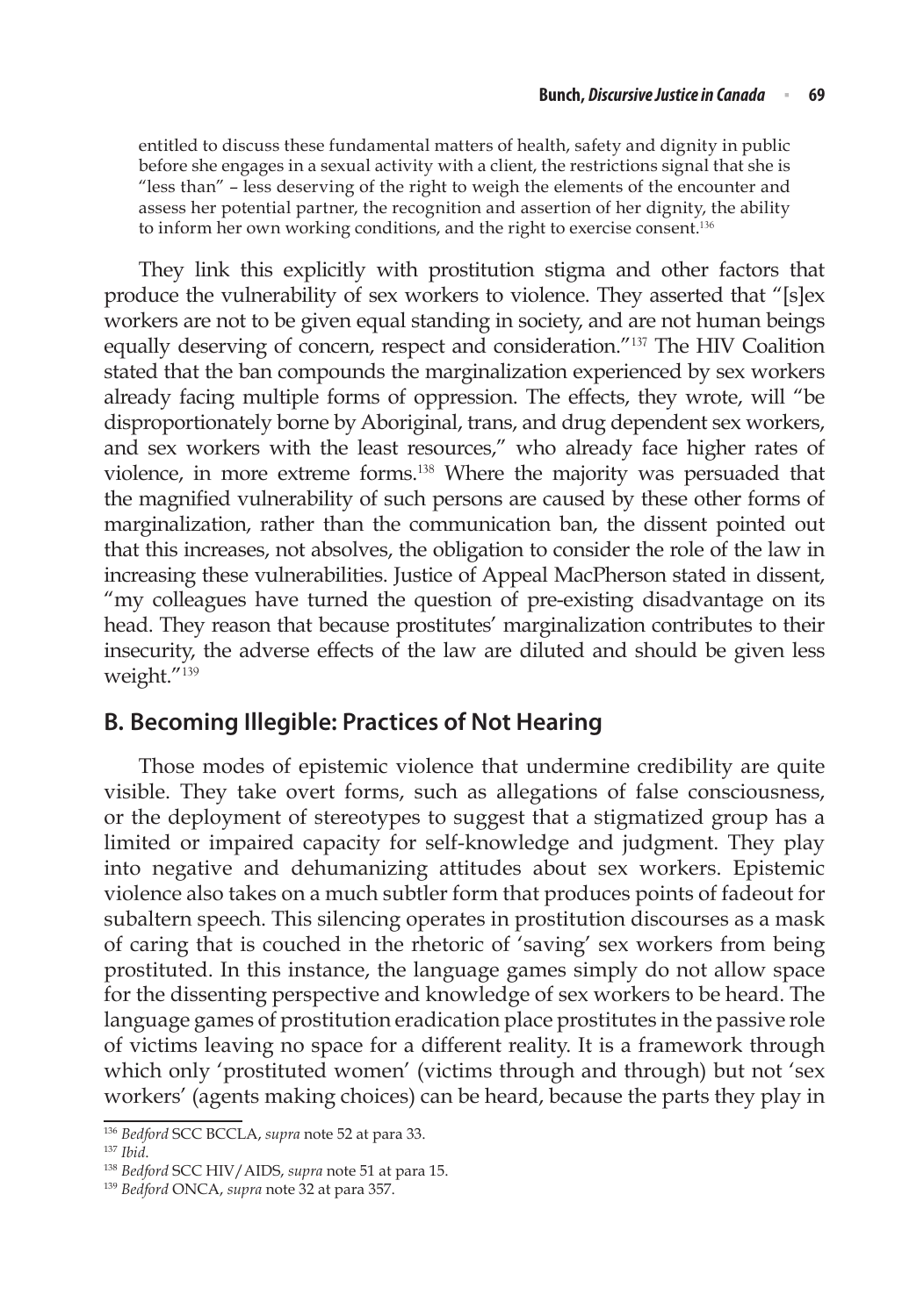entitled to discuss these fundamental matters of health, safety and dignity in public before she engages in a sexual activity with a client, the restrictions signal that she is "less than" – less deserving of the right to weigh the elements of the encounter and assess her potential partner, the recognition and assertion of her dignity, the ability to inform her own working conditions, and the right to exercise consent.[136]

They link this explicitly with prostitution stigma and other factors that produce the vulnerability of sex workers to violence. They asserted that "[s]ex workers are not to be given equal standing in society, and are not human beings equally deserving of concern, respect and consideration."[137] The HIV Coalition stated that the ban compounds the marginalization experienced by sex workers already facing multiple forms of oppression. The effects, they wrote, will "be disproportionately borne by Aboriginal, trans, and drug dependent sex workers, and sex workers with the least resources," who already face higher rates of violence, in more extreme forms.[138] Where the majority was persuaded that the magnified vulnerability of such persons are caused by these other forms of marginalization, rather than the communication ban, the dissent pointed out that this increases, not absolves, the obligation to consider the role of the law in increasing these vulnerabilities. Justice of Appeal MacPherson stated in dissent, "my colleagues have turned the question of pre-existing disadvantage on its head. They reason that because prostitutes' marginalization contributes to their insecurity, the adverse effects of the law are diluted and should be given less weight."[139]

## B. Becoming Illegible: Practices of Not Hearing

Those modes of epistemic violence that undermine credibility are quite visible. They take overt forms, such as allegations of false consciousness, or the deployment of stereotypes to suggest that a stigmatized group has a limited or impaired capacity for self-knowledge and judgment. They play into negative and dehumanizing attitudes about sex workers. Epistemic violence also takes on a much subtler form that produces points of fadeout for subaltern speech. This silencing operates in prostitution discourses as a mask of caring that is couched in the rhetoric of 'saving' sex workers from being prostituted. In this instance, the language games simply do not allow space for the dissenting perspective and knowledge of sex workers to be heard. The language games of prostitution eradication place prostitutes in the passive role of victims leaving no space for a different reality. It is a framework through which only 'prostituted women' (victims through and through) but not 'sex workers' (agents making choices) can be heard, because the parts they play in

---

[136] *Bedford* SCC BCCLA, *supra* note 52 at para 33.

[137] *Ibid*.

[138] *Bedford* SCC HIV/AIDS, *supra* note 51 at para 15.

[139] *Bedford* ONCA, *supra* note 32 at para 357.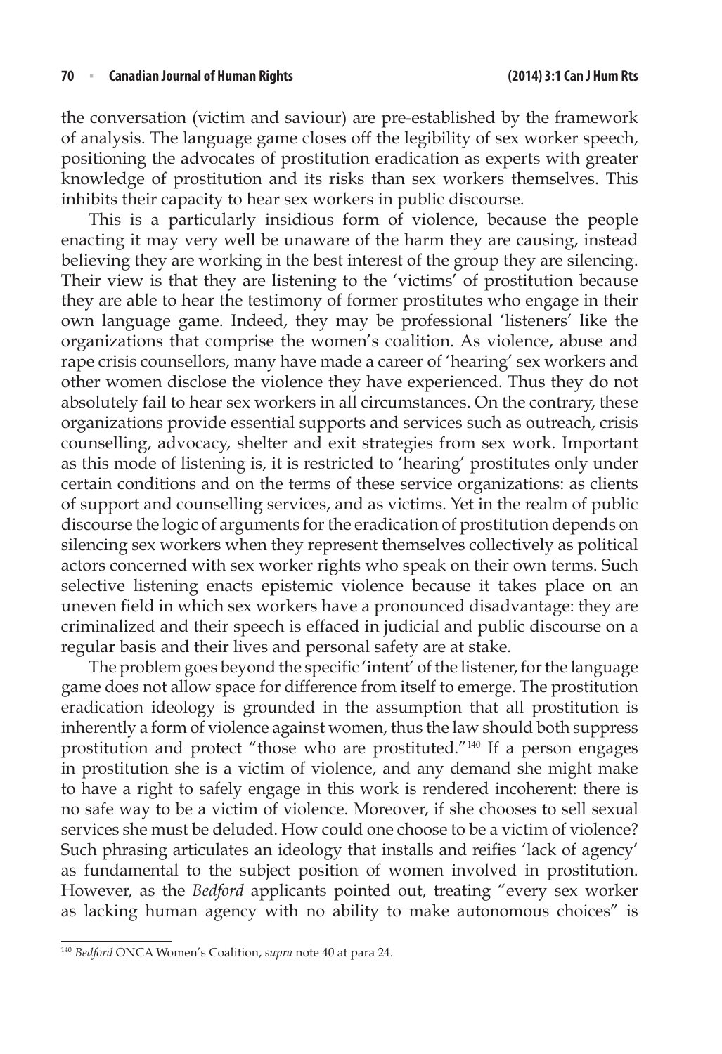the conversation (victim and saviour) are pre-established by the framework of analysis. The language game closes off the legibility of sex worker speech, positioning the advocates of prostitution eradication as experts with greater knowledge of prostitution and its risks than sex workers themselves. This inhibits their capacity to hear sex workers in public discourse.

This is a particularly insidious form of violence, because the people enacting it may very well be unaware of the harm they are causing, instead believing they are working in the best interest of the group they are silencing. Their view is that they are listening to the 'victims' of prostitution because they are able to hear the testimony of former prostitutes who engage in their own language game. Indeed, they may be professional 'listeners' like the organizations that comprise the women's coalition. As violence, abuse and rape crisis counsellors, many have made a career of 'hearing' sex workers and other women disclose the violence they have experienced. Thus they do not absolutely fail to hear sex workers in all circumstances. On the contrary, these organizations provide essential supports and services such as outreach, crisis counselling, advocacy, shelter and exit strategies from sex work. Important as this mode of listening is, it is restricted to 'hearing' prostitutes only under certain conditions and on the terms of these service organizations: as clients of support and counselling services, and as victims. Yet in the realm of public discourse the logic of arguments for the eradication of prostitution depends on silencing sex workers when they represent themselves collectively as political actors concerned with sex worker rights who speak on their own terms. Such selective listening enacts epistemic violence because it takes place on an uneven field in which sex workers have a pronounced disadvantage: they are criminalized and their speech is effaced in judicial and public discourse on a regular basis and their lives and personal safety are at stake.

The problem goes beyond the specific 'intent' of the listener, for the language game does not allow space for difference from itself to emerge. The prostitution eradication ideology is grounded in the assumption that all prostitution is inherently a form of violence against women, thus the law should both suppress prostitution and protect "those who are prostituted."[140] If a person engages in prostitution she is a victim of violence, and any demand she might make to have a right to safely engage in this work is rendered incoherent: there is no safe way to be a victim of violence. Moreover, if she chooses to sell sexual services she must be deluded. How could one choose to be a victim of violence? Such phrasing articulates an ideology that installs and reifies 'lack of agency' as fundamental to the subject position of women involved in prostitution. However, as the *Bedford* applicants pointed out, treating "every sex worker as lacking human agency with no ability to make autonomous choices" is

---

[140] *Bedford* ONCA Women's Coalition, *supra* note 40 at para 24.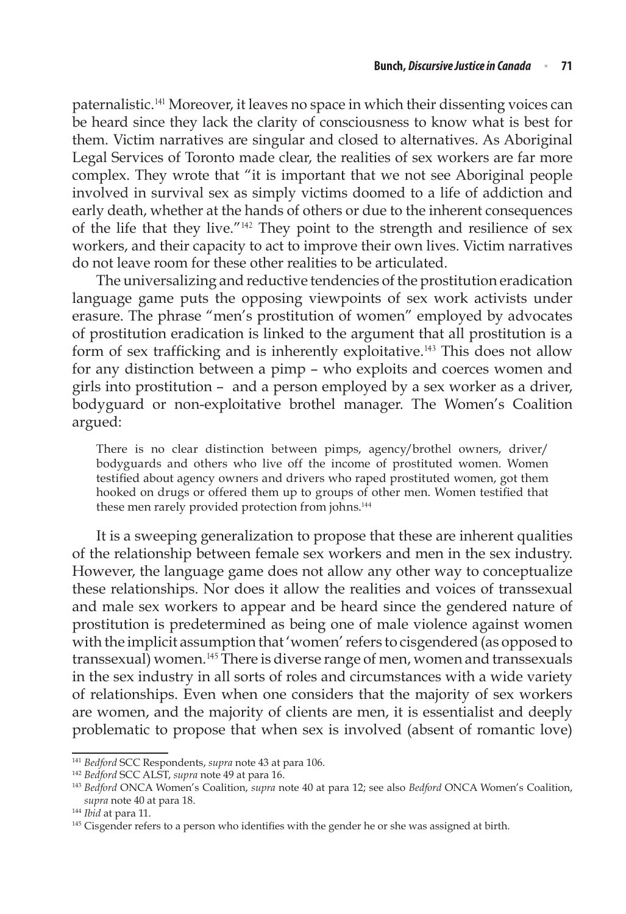paternalistic.[141] Moreover, it leaves no space in which their dissenting voices can be heard since they lack the clarity of consciousness to know what is best for them. Victim narratives are singular and closed to alternatives. As Aboriginal Legal Services of Toronto made clear, the realities of sex workers are far more complex. They wrote that "it is important that we not see Aboriginal people involved in survival sex as simply victims doomed to a life of addiction and early death, whether at the hands of others or due to the inherent consequences of the life that they live."[142] They point to the strength and resilience of sex workers, and their capacity to act to improve their own lives. Victim narratives do not leave room for these other realities to be articulated.

The universalizing and reductive tendencies of the prostitution eradication language game puts the opposing viewpoints of sex work activists under erasure. The phrase "men's prostitution of women" employed by advocates of prostitution eradication is linked to the argument that all prostitution is a form of sex trafficking and is inherently exploitative.[143] This does not allow for any distinction between a pimp – who exploits and coerces women and girls into prostitution – and a person employed by a sex worker as a driver, bodyguard or non-exploitative brothel manager. The Women's Coalition argued:

> There is no clear distinction between pimps, agency/brothel owners, driver/bodyguards and others who live off the income of prostituted women. Women testified about agency owners and drivers who raped prostituted women, got them hooked on drugs or offered them up to groups of other men. Women testified that these men rarely provided protection from johns.[144]

It is a sweeping generalization to propose that these are inherent qualities of the relationship between female sex workers and men in the sex industry. However, the language game does not allow any other way to conceptualize these relationships. Nor does it allow the realities and voices of transsexual and male sex workers to appear and be heard since the gendered nature of prostitution is predetermined as being one of male violence against women with the implicit assumption that 'women' refers to cisgendered (as opposed to transsexual) women.[145] There is diverse range of men, women and transsexuals in the sex industry in all sorts of roles and circumstances with a wide variety of relationships. Even when one considers that the majority of sex workers are women, and the majority of clients are men, it is essentialist and deeply problematic to propose that when sex is involved (absent of romantic love)

---

[141] *Bedford* SCC Respondents, *supra* note 43 at para 106.

[142] *Bedford* SCC ALST, *supra* note 49 at para 16.

[143] *Bedford* ONCA Women's Coalition, *supra* note 40 at para 12; see also *Bedford* ONCA Women's Coalition, *supra* note 40 at para 18.

[144] *Ibid* at para 11.

[145] Cisgender refers to a person who identifies with the gender he or she was assigned at birth.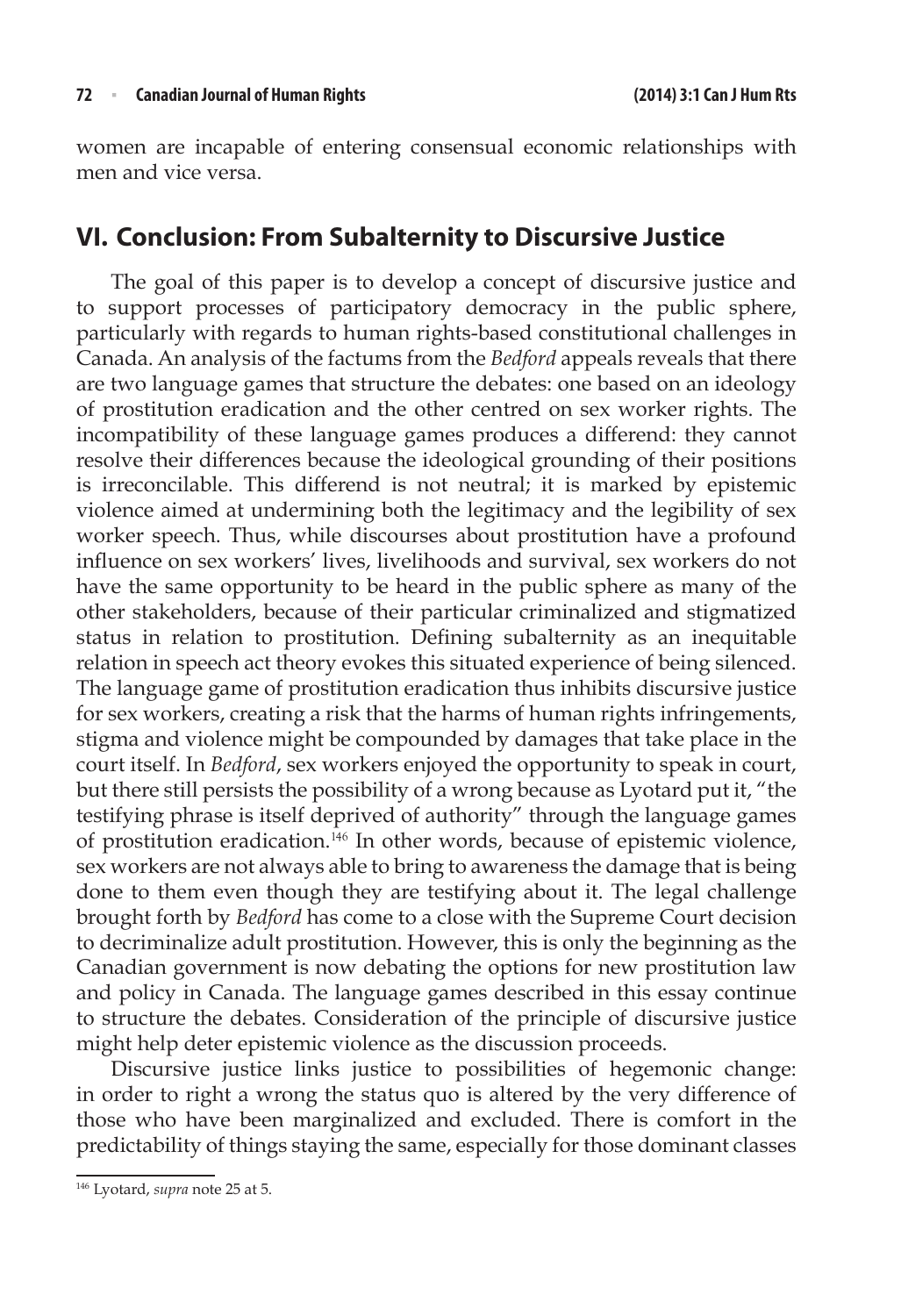women are incapable of entering consensual economic relationships with men and vice versa.

## VI. Conclusion: From Subalternity to Discursive Justice

The goal of this paper is to develop a concept of discursive justice and to support processes of participatory democracy in the public sphere, particularly with regards to human rights-based constitutional challenges in Canada. An analysis of the factums from the *Bedford* appeals reveals that there are two language games that structure the debates: one based on an ideology of prostitution eradication and the other centred on sex worker rights. The incompatibility of these language games produces a differend: they cannot resolve their differences because the ideological grounding of their positions is irreconcilable. This differend is not neutral; it is marked by epistemic violence aimed at undermining both the legitimacy and the legibility of sex worker speech. Thus, while discourses about prostitution have a profound influence on sex workers' lives, livelihoods and survival, sex workers do not have the same opportunity to be heard in the public sphere as many of the other stakeholders, because of their particular criminalized and stigmatized status in relation to prostitution. Defining subalternity as an inequitable relation in speech act theory evokes this situated experience of being silenced. The language game of prostitution eradication thus inhibits discursive justice for sex workers, creating a risk that the harms of human rights infringements, stigma and violence might be compounded by damages that take place in the court itself. In *Bedford*, sex workers enjoyed the opportunity to speak in court, but there still persists the possibility of a wrong because as Lyotard put it, "the testifying phrase is itself deprived of authority" through the language games of prostitution eradication.[146] In other words, because of epistemic violence, sex workers are not always able to bring to awareness the damage that is being done to them even though they are testifying about it. The legal challenge brought forth by *Bedford* has come to a close with the Supreme Court decision to decriminalize adult prostitution. However, this is only the beginning as the Canadian government is now debating the options for new prostitution law and policy in Canada. The language games described in this essay continue to structure the debates. Consideration of the principle of discursive justice might help deter epistemic violence as the discussion proceeds.

Discursive justice links justice to possibilities of hegemonic change: in order to right a wrong the status quo is altered by the very difference of those who have been marginalized and excluded. There is comfort in the predictability of things staying the same, especially for those dominant classes

---

[146] Lyotard, *supra* note 25 at 5.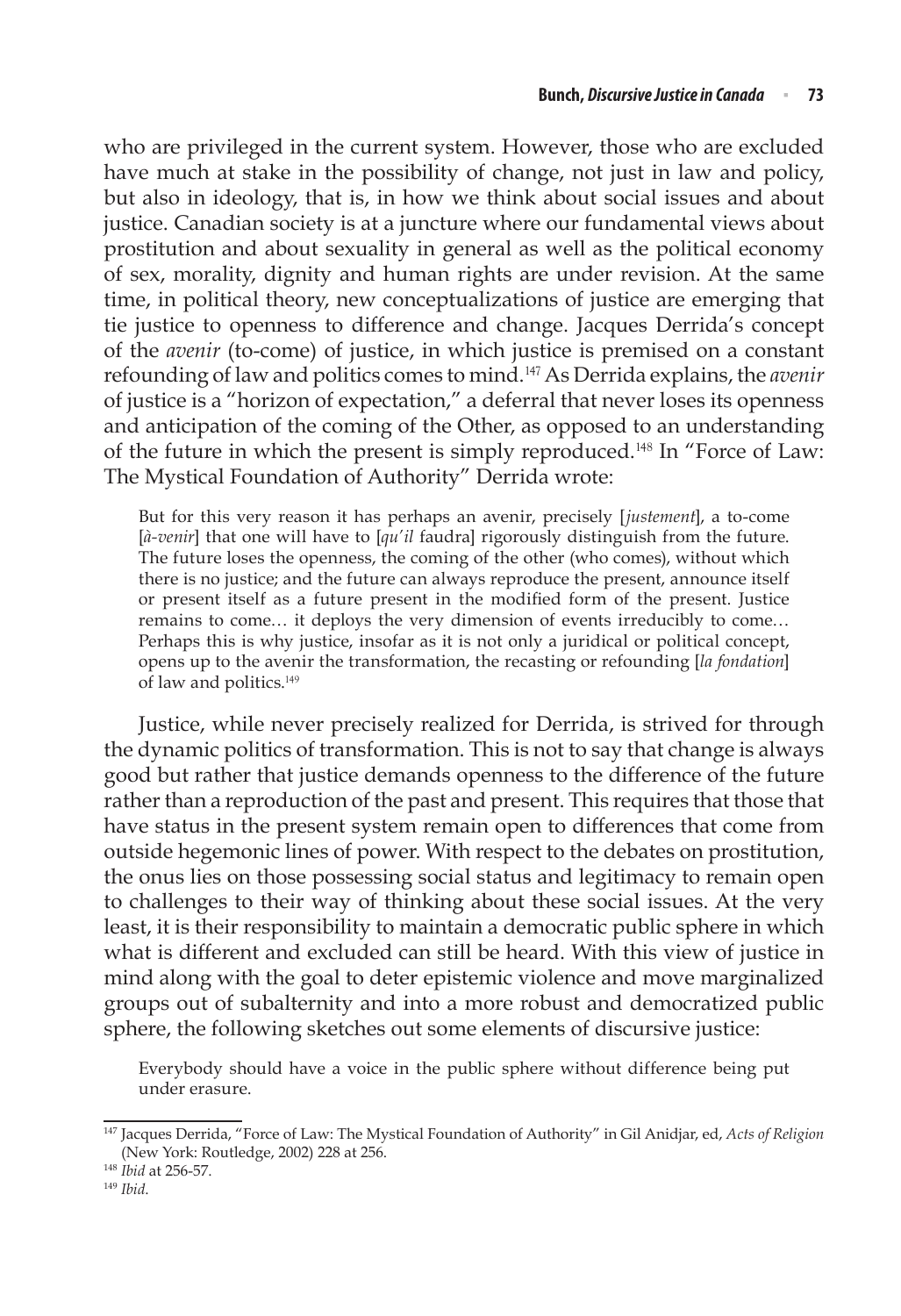who are privileged in the current system. However, those who are excluded have much at stake in the possibility of change, not just in law and policy, but also in ideology, that is, in how we think about social issues and about justice. Canadian society is at a juncture where our fundamental views about prostitution and about sexuality in general as well as the political economy of sex, morality, dignity and human rights are under revision. At the same time, in political theory, new conceptualizations of justice are emerging that tie justice to openness to difference and change. Jacques Derrida's concept of the *avenir* (to-come) of justice, in which justice is premised on a constant refounding of law and politics comes to mind.[147] As Derrida explains, the *avenir* of justice is a "horizon of expectation," a deferral that never loses its openness and anticipation of the coming of the Other, as opposed to an understanding of the future in which the present is simply reproduced.[148] In "Force of Law: The Mystical Foundation of Authority" Derrida wrote:

> But for this very reason it has perhaps an avenir, precisely [*justement*], a to-come [*à-venir*] that one will have to [*qu'il* faudra] rigorously distinguish from the future. The future loses the openness, the coming of the other (who comes), without which there is no justice; and the future can always reproduce the present, announce itself or present itself as a future present in the modified form of the present. Justice remains to come… it deploys the very dimension of events irreducibly to come… Perhaps this is why justice, insofar as it is not only a juridical or political concept, opens up to the avenir the transformation, the recasting or refounding [*la fondation*] of law and politics.[149]

Justice, while never precisely realized for Derrida, is strived for through the dynamic politics of transformation. This is not to say that change is always good but rather that justice demands openness to the difference of the future rather than a reproduction of the past and present. This requires that those that have status in the present system remain open to differences that come from outside hegemonic lines of power. With respect to the debates on prostitution, the onus lies on those possessing social status and legitimacy to remain open to challenges to their way of thinking about these social issues. At the very least, it is their responsibility to maintain a democratic public sphere in which what is different and excluded can still be heard. With this view of justice in mind along with the goal to deter epistemic violence and move marginalized groups out of subalternity and into a more robust and democratized public sphere, the following sketches out some elements of discursive justice:

> Everybody should have a voice in the public sphere without difference being put under erasure.

---

[147] Jacques Derrida, "Force of Law: The Mystical Foundation of Authority" in Gil Anidjar, ed, *Acts of Religion* (New York: Routledge, 2002) 228 at 256.

[148] *Ibid* at 256-57.

[149] *Ibid*.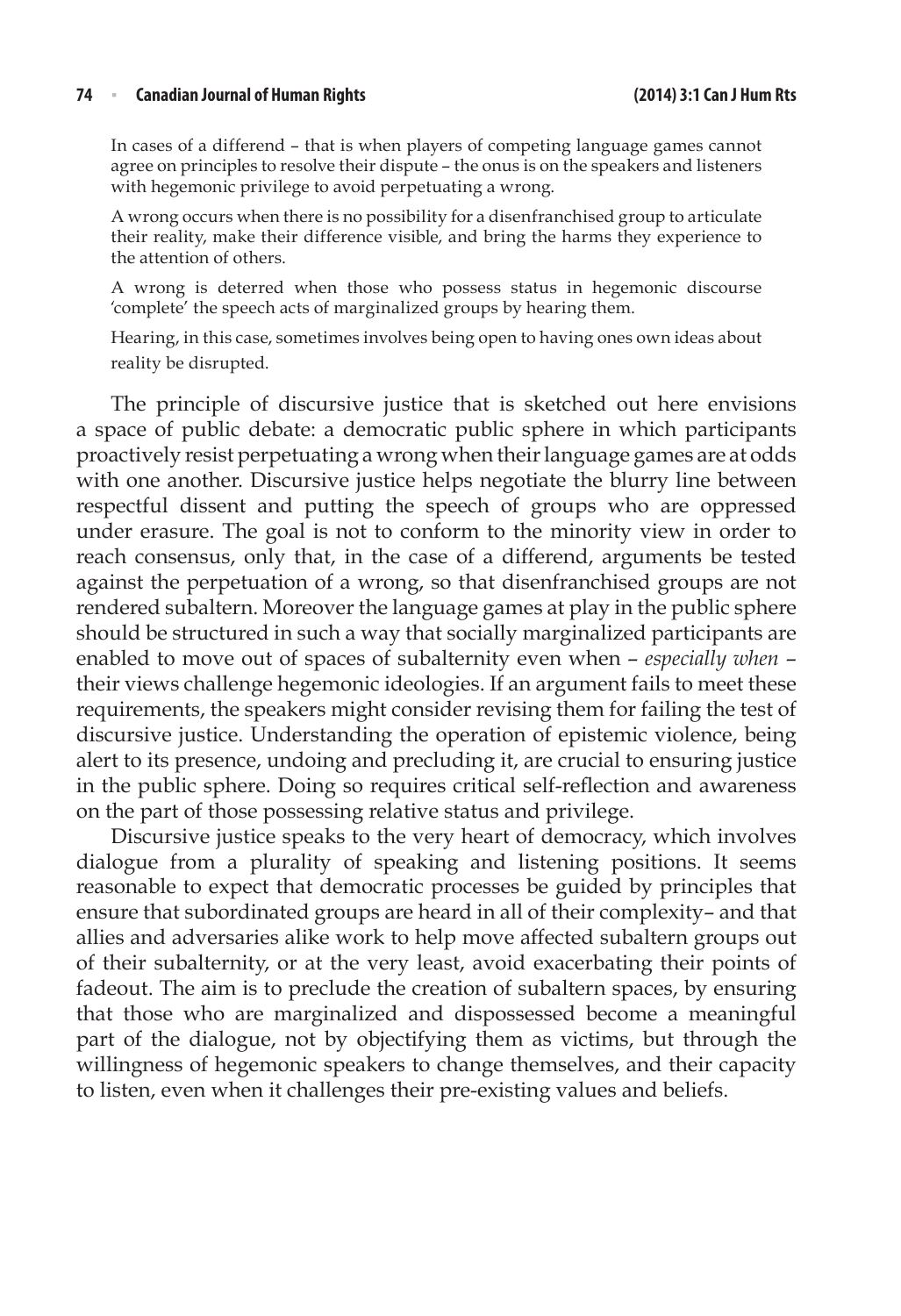> In cases of a differend – that is when players of competing language games cannot agree on principles to resolve their dispute – the onus is on the speakers and listeners with hegemonic privilege to avoid perpetuating a wrong.
>
> A wrong occurs when there is no possibility for a disenfranchised group to articulate their reality, make their difference visible, and bring the harms they experience to the attention of others.
>
> A wrong is deterred when those who possess status in hegemonic discourse 'complete' the speech acts of marginalized groups by hearing them.
>
> Hearing, in this case, sometimes involves being open to having ones own ideas about reality be disrupted.

The principle of discursive justice that is sketched out here envisions a space of public debate: a democratic public sphere in which participants proactively resist perpetuating a wrong when their language games are at odds with one another. Discursive justice helps negotiate the blurry line between respectful dissent and putting the speech of groups who are oppressed under erasure. The goal is not to conform to the minority view in order to reach consensus, only that, in the case of a differend, arguments be tested against the perpetuation of a wrong, so that disenfranchised groups are not rendered subaltern. Moreover the language games at play in the public sphere should be structured in such a way that socially marginalized participants are enabled to move out of spaces of subalternity even when – *especially when* – their views challenge hegemonic ideologies. If an argument fails to meet these requirements, the speakers might consider revising them for failing the test of discursive justice. Understanding the operation of epistemic violence, being alert to its presence, undoing and precluding it, are crucial to ensuring justice in the public sphere. Doing so requires critical self-reflection and awareness on the part of those possessing relative status and privilege.

Discursive justice speaks to the very heart of democracy, which involves dialogue from a plurality of speaking and listening positions. It seems reasonable to expect that democratic processes be guided by principles that ensure that subordinated groups are heard in all of their complexity– and that allies and adversaries alike work to help move affected subaltern groups out of their subalternity, or at the very least, avoid exacerbating their points of fadeout. The aim is to preclude the creation of subaltern spaces, by ensuring that those who are marginalized and dispossessed become a meaningful part of the dialogue, not by objectifying them as victims, but through the willingness of hegemonic speakers to change themselves, and their capacity to listen, even when it challenges their pre-existing values and beliefs.